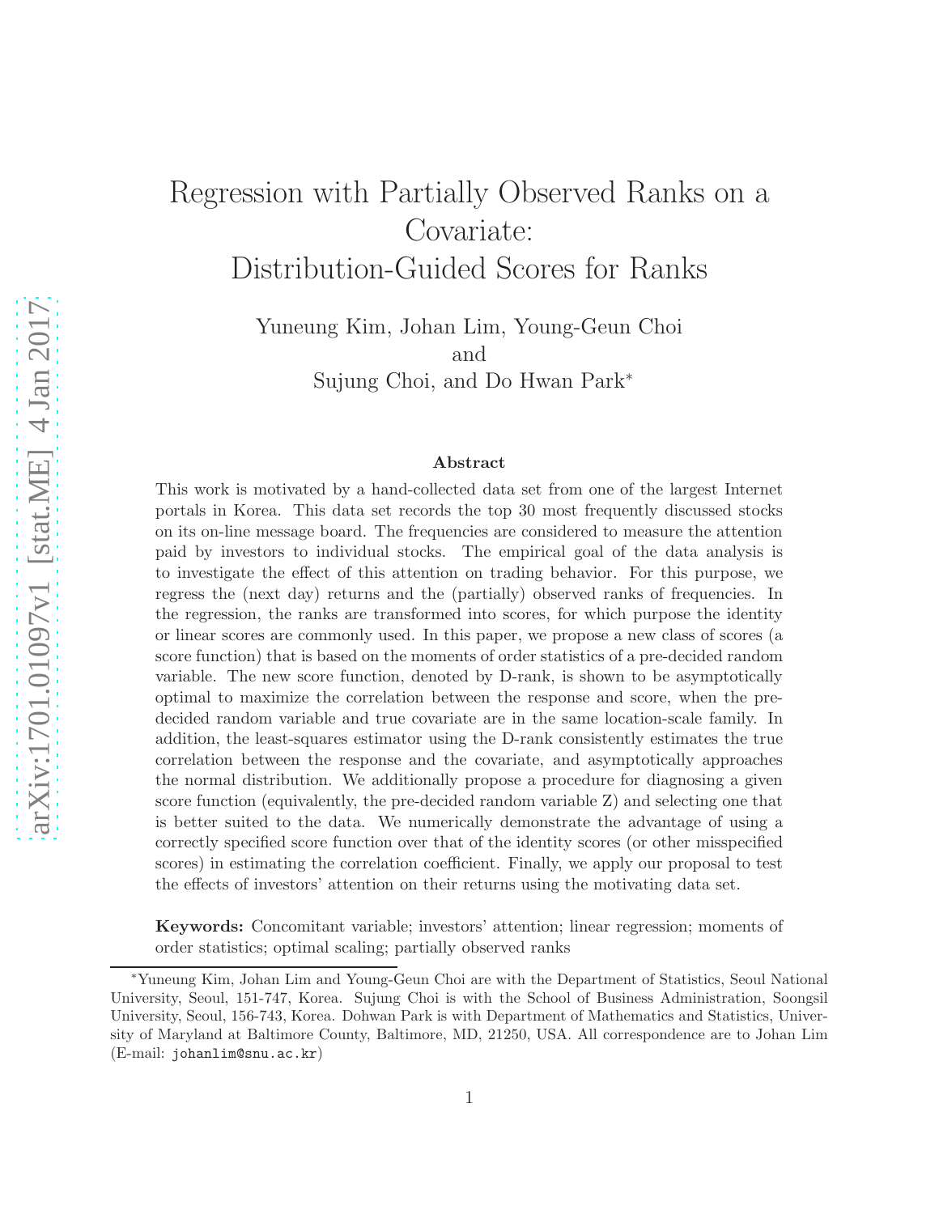# Regression with Partially Observed Ranks on a Covariate: Distribution-Guided Scores for Ranks

Yuneung Kim, Johan Lim, Young-Geun Choi
and
Sujung Choi, and Do Hwan Park*

### Abstract

This work is motivated by a hand-collected data set from one of the largest Internet portals in Korea. This data set records the top 30 most frequently discussed stocks on its on-line message board. The frequencies are considered to measure the attention paid by investors to individual stocks. The empirical goal of the data analysis is to investigate the effect of this attention on trading behavior. For this purpose, we regress the (next day) returns and the (partially) observed ranks of frequencies. In the regression, the ranks are transformed into scores, for which purpose the identity or linear scores are commonly used. In this paper, we propose a new class of scores (a score function) that is based on the moments of order statistics of a pre-decided random variable. The new score function, denoted by D-rank, is shown to be asymptotically optimal to maximize the correlation between the response and score, when the pre-decided random variable and true covariate are in the same location-scale family. In addition, the least-squares estimator using the D-rank consistently estimates the true correlation between the response and the covariate, and asymptotically approaches the normal distribution. We additionally propose a procedure for diagnosing a given score function (equivalently, the pre-decided random variable Z) and selecting one that is better suited to the data. We numerically demonstrate the advantage of using a correctly specified score function over that of the identity scores (or other misspecified scores) in estimating the correlation coefficient. Finally, we apply our proposal to test the effects of investors' attention on their returns using the motivating data set.

**Keywords:** Concomitant variable; investors' attention; linear regression; moments of order statistics; optimal scaling; partially observed ranks

*Yuneung Kim, Johan Lim and Young-Geun Choi are with the Department of Statistics, Seoul National University, Seoul, 151-747, Korea. Sujung Choi is with the School of Business Administration, Soongsil University, Seoul, 156-743, Korea. Dohwan Park is with Department of Mathematics and Statistics, University of Maryland at Baltimore County, Baltimore, MD, 21250, USA. All correspondence are to Johan Lim (E-mail: `johanlim@snu.ac.kr`)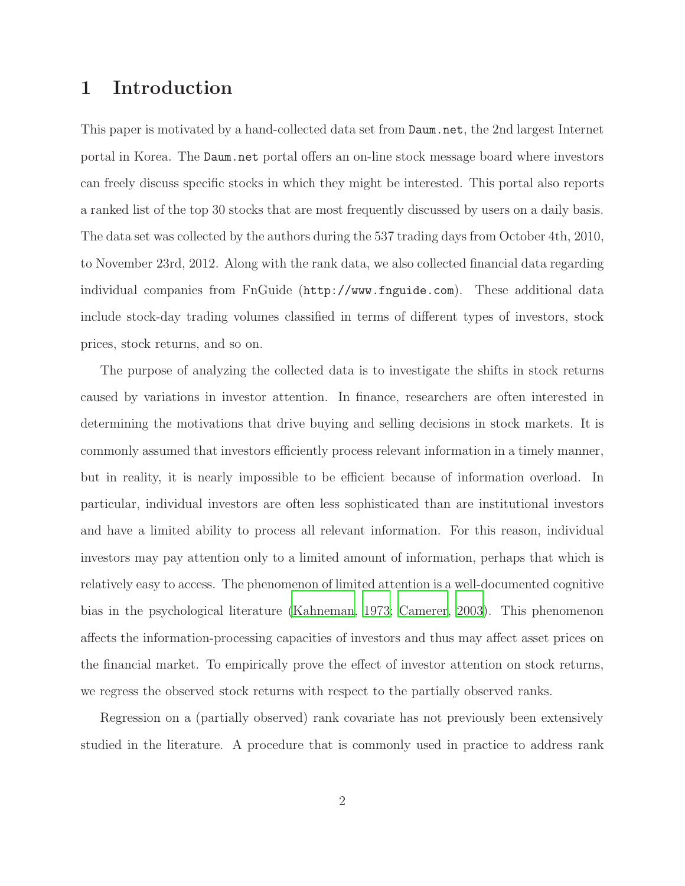# 1 Introduction

This paper is motivated by a hand-collected data set from `Daum.net`, the 2nd largest Internet portal in Korea. The `Daum.net` portal offers an on-line stock message board where investors can freely discuss specific stocks in which they might be interested. This portal also reports a ranked list of the top 30 stocks that are most frequently discussed by users on a daily basis. The data set was collected by the authors during the 537 trading days from October 4th, 2010, to November 23rd, 2012. Along with the rank data, we also collected financial data regarding individual companies from FnGuide (`http://www.fnguide.com`). These additional data include stock-day trading volumes classified in terms of different types of investors, stock prices, stock returns, and so on.

The purpose of analyzing the collected data is to investigate the shifts in stock returns caused by variations in investor attention. In finance, researchers are often interested in determining the motivations that drive buying and selling decisions in stock markets. It is commonly assumed that investors efficiently process relevant information in a timely manner, but in reality, it is nearly impossible to be efficient because of information overload. In particular, individual investors are often less sophisticated than are institutional investors and have a limited ability to process all relevant information. For this reason, individual investors may pay attention only to a limited amount of information, perhaps that which is relatively easy to access. The phenomenon of limited attention is a well-documented cognitive bias in the psychological literature (Kahneman, 1973; Camerer, 2003). This phenomenon affects the information-processing capacities of investors and thus may affect asset prices on the financial market. To empirically prove the effect of investor attention on stock returns, we regress the observed stock returns with respect to the partially observed ranks.

Regression on a (partially observed) rank covariate has not previously been extensively studied in the literature. A procedure that is commonly used in practice to address rank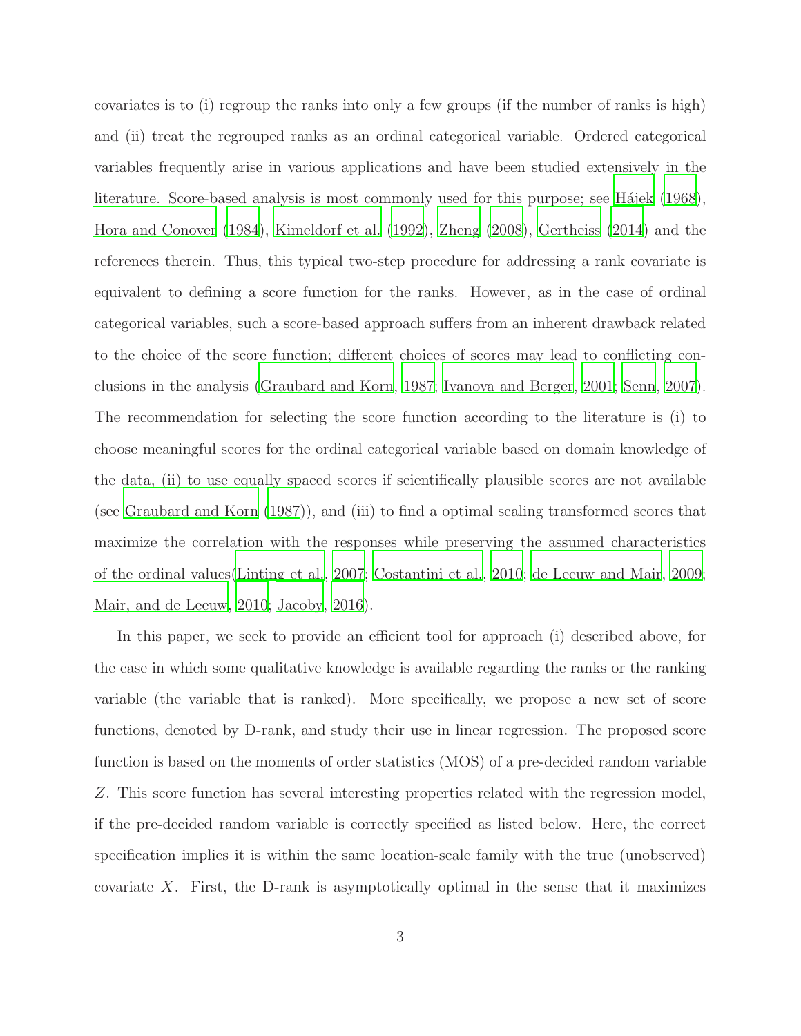covariates is to (i) regroup the ranks into only a few groups (if the number of ranks is high) and (ii) treat the regrouped ranks as an ordinal categorical variable. Ordered categorical variables frequently arise in various applications and have been studied extensively in the literature. Score-based analysis is most commonly used for this purpose; see Hájek (1968), Hora and Conover (1984), Kimeldorf et al. (1992), Zheng (2008), Gertheiss (2014) and the references therein. Thus, this typical two-step procedure for addressing a rank covariate is equivalent to defining a score function for the ranks. However, as in the case of ordinal categorical variables, such a score-based approach suffers from an inherent drawback related to the choice of the score function; different choices of scores may lead to conflicting conclusions in the analysis (Graubard and Korn, 1987; Ivanova and Berger, 2001; Senn, 2007). The recommendation for selecting the score function according to the literature is (i) to choose meaningful scores for the ordinal categorical variable based on domain knowledge of the data, (ii) to use equally spaced scores if scientifically plausible scores are not available (see Graubard and Korn (1987)), and (iii) to find a optimal scaling transformed scores that maximize the correlation with the responses while preserving the assumed characteristics of the ordinal values(Linting et al., 2007; Costantini et al., 2010; de Leeuw and Mair, 2009; Mair, and de Leeuw, 2010; Jacoby, 2016).

In this paper, we seek to provide an efficient tool for approach (i) described above, for the case in which some qualitative knowledge is available regarding the ranks or the ranking variable (the variable that is ranked). More specifically, we propose a new set of score functions, denoted by D-rank, and study their use in linear regression. The proposed score function is based on the moments of order statistics (MOS) of a pre-decided random variable $Z$. This score function has several interesting properties related with the regression model, if the pre-decided random variable is correctly specified as listed below. Here, the correct specification implies it is within the same location-scale family with the true (unobserved) covariate $X$. First, the D-rank is asymptotically optimal in the sense that it maximizes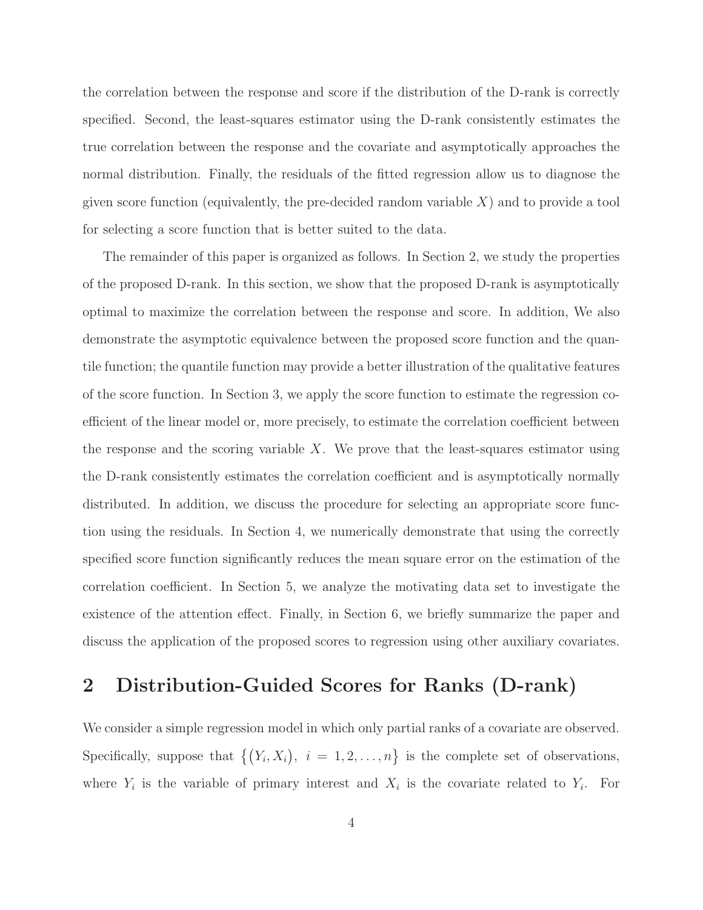the correlation between the response and score if the distribution of the D-rank is correctly specified. Second, the least-squares estimator using the D-rank consistently estimates the true correlation between the response and the covariate and asymptotically approaches the normal distribution. Finally, the residuals of the fitted regression allow us to diagnose the given score function (equivalently, the pre-decided random variable $X$) and to provide a tool for selecting a score function that is better suited to the data.

The remainder of this paper is organized as follows. In Section 2, we study the properties of the proposed D-rank. In this section, we show that the proposed D-rank is asymptotically optimal to maximize the correlation between the response and score. In addition, We also demonstrate the asymptotic equivalence between the proposed score function and the quantile function; the quantile function may provide a better illustration of the qualitative features of the score function. In Section 3, we apply the score function to estimate the regression coefficient of the linear model or, more precisely, to estimate the correlation coefficient between the response and the scoring variable $X$. We prove that the least-squares estimator using the D-rank consistently estimates the correlation coefficient and is asymptotically normally distributed. In addition, we discuss the procedure for selecting an appropriate score function using the residuals. In Section 4, we numerically demonstrate that using the correctly specified score function significantly reduces the mean square error on the estimation of the correlation coefficient. In Section 5, we analyze the motivating data set to investigate the existence of the attention effect. Finally, in Section 6, we briefly summarize the paper and discuss the application of the proposed scores to regression using other auxiliary covariates.

# 2 Distribution-Guided Scores for Ranks (D-rank)

We consider a simple regression model in which only partial ranks of a covariate are observed. Specifically, suppose that $\{(Y_i, X_i),\ i = 1, 2, \ldots, n\}$ is the complete set of observations, where $Y_i$ is the variable of primary interest and $X_i$ is the covariate related to $Y_i$. For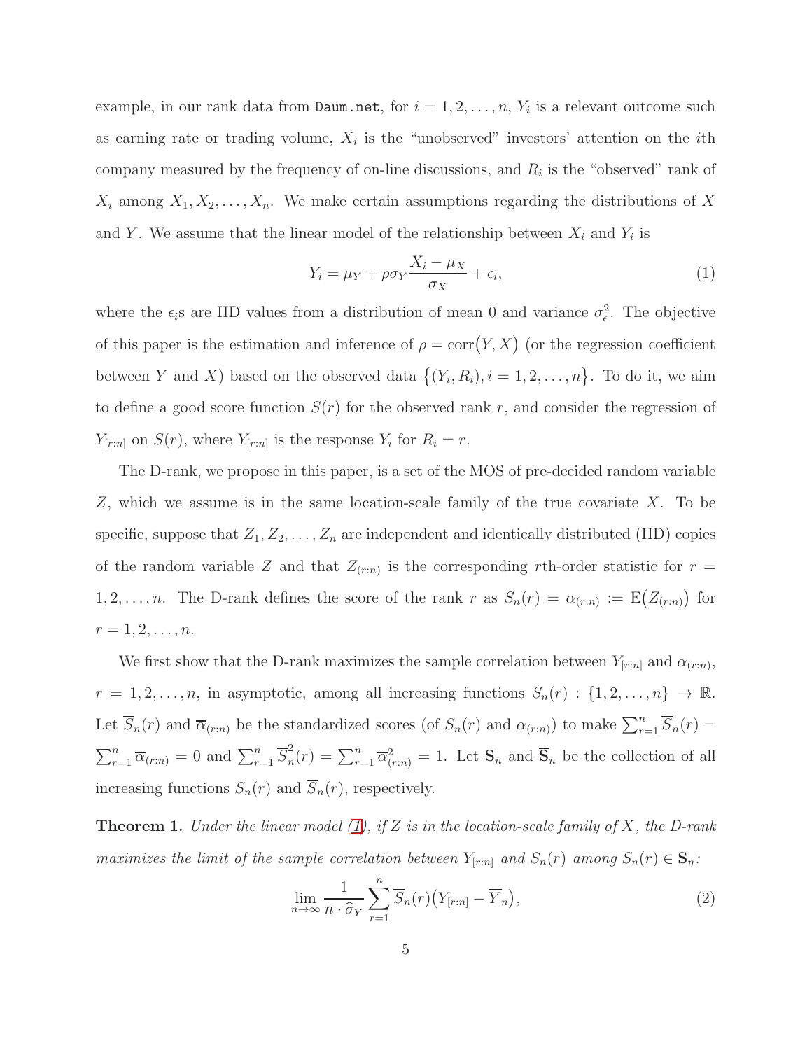example, in our rank data from Daum.net, for $i = 1, 2, \ldots, n$, $Y_i$ is a relevant outcome such as earning rate or trading volume, $X_i$ is the "unobserved" investors' attention on the $i$th company measured by the frequency of on-line discussions, and $R_i$ is the "observed" rank of $X_i$ among $X_1, X_2, \ldots, X_n$. We make certain assumptions regarding the distributions of $X$ and $Y$. We assume that the linear model of the relationship between $X_i$ and $Y_i$ is

$$Y_i = \mu_Y + \rho \sigma_Y \frac{X_i - \mu_X}{\sigma_X} + \epsilon_i, \tag{1}$$

where the $\epsilon_i$s are IID values from a distribution of mean 0 and variance $\sigma_\epsilon^2$. The objective of this paper is the estimation and inference of $\rho = \mathrm{corr}(Y, X)$ (or the regression coefficient between $Y$ and $X$) based on the observed data $\{(Y_i, R_i), i = 1, 2, \ldots, n\}$. To do it, we aim to define a good score function $S(r)$ for the observed rank $r$, and consider the regression of $Y_{[r:n]}$ on $S(r)$, where $Y_{[r:n]}$ is the response $Y_i$ for $R_i = r$.

The D-rank, we propose in this paper, is a set of the MOS of pre-decided random variable $Z$, which we assume is in the same location-scale family of the true covariate $X$. To be specific, suppose that $Z_1, Z_2, \ldots, Z_n$ are independent and identically distributed (IID) copies of the random variable $Z$ and that $Z_{(r:n)}$ is the corresponding $r$th-order statistic for $r = 1, 2, \ldots, n$. The D-rank defines the score of the rank $r$ as $S_n(r) = \alpha_{(r:n)} := \mathrm{E}(Z_{(r:n)})$ for $r = 1, 2, \ldots, n$.

We first show that the D-rank maximizes the sample correlation between $Y_{[r:n]}$ and $\alpha_{(r:n)}$, $r = 1, 2, \ldots, n$, in asymptotic, among all increasing functions $S_n(r) : \{1, 2, \ldots, n\} \to \mathbb{R}$. Let $\overline{S}_n(r)$ and $\overline{\alpha}_{(r:n)}$ be the standardized scores (of $S_n(r)$ and $\alpha_{(r:n)}$) to make $\sum_{r=1}^n \overline{S}_n(r) = \sum_{r=1}^n \overline{\alpha}_{(r:n)} = 0$ and $\sum_{r=1}^n \overline{S}_n^2(r) = \sum_{r=1}^n \overline{\alpha}_{(r:n)}^2 = 1$. Let $\mathbf{S}_n$ and $\overline{\mathbf{S}}_n$ be the collection of all increasing functions $S_n(r)$ and $\overline{S}_n(r)$, respectively.

**Theorem 1.** *Under the linear model (1), if $Z$ is in the location-scale family of $X$, the D-rank maximizes the limit of the sample correlation between $Y_{[r:n]}$ and $S_n(r)$ among $S_n(r) \in \mathbf{S}_n$:*

$$\lim_{n \to \infty} \frac{1}{n \cdot \widehat{\sigma}_Y} \sum_{r=1}^n \overline{S}_n(r) \big(Y_{[r:n]} - \overline{Y}_n\big), \tag{2}$$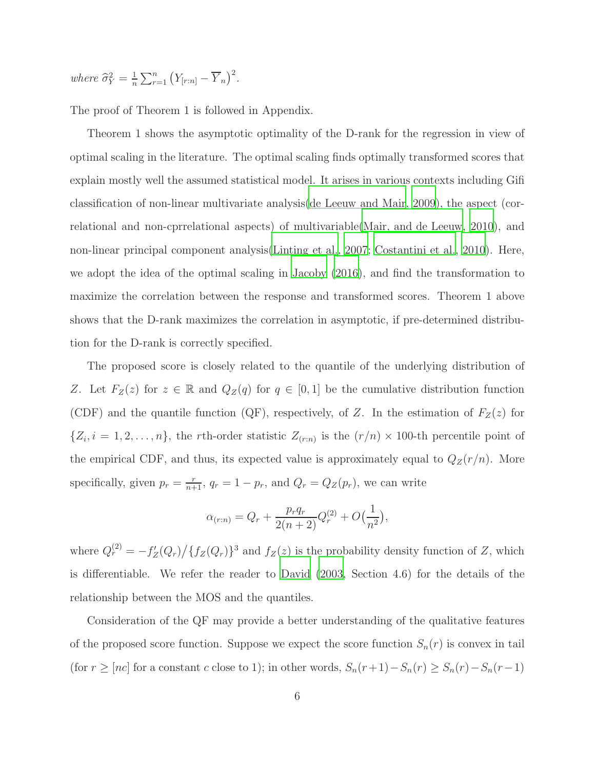*where* $\widehat{\sigma}_Y^2 = \frac{1}{n}\sum_{r=1}^{n}\left(Y_{[r:n]} - \overline{Y}_n\right)^2$.

The proof of Theorem 1 is followed in Appendix.

Theorem 1 shows the asymptotic optimality of the D-rank for the regression in view of optimal scaling in the literature. The optimal scaling finds optimally transformed scores that explain mostly well the assumed statistical model. It arises in various contexts including Gifi classification of non-linear multivariate analysis(de Leeuw and Mair, 2009), the aspect (correlational and non-cprrelational aspects) of multivariable(Mair, and de Leeuw, 2010), and non-linear principal component analysis(Linting et al., 2007; Costantini et al., 2010). Here, we adopt the idea of the optimal scaling in Jacoby (2016), and find the transformation to maximize the correlation between the response and transformed scores. Theorem 1 above shows that the D-rank maximizes the correlation in asymptotic, if pre-determined distribution for the D-rank is correctly specified.

The proposed score is closely related to the quantile of the underlying distribution of $Z$. Let $F_Z(z)$ for $z \in \mathbb{R}$ and $Q_Z(q)$ for $q \in [0, 1]$ be the cumulative distribution function (CDF) and the quantile function (QF), respectively, of $Z$. In the estimation of $F_Z(z)$ for $\{Z_i, i = 1, 2, \ldots, n\}$, the $r$th-order statistic $Z_{(r:n)}$ is the $(r/n) \times 100$-th percentile point of the empirical CDF, and thus, its expected value is approximately equal to $Q_Z(r/n)$. More specifically, given $p_r = \frac{r}{n+1}$, $q_r = 1 - p_r$, and $Q_r = Q_Z(p_r)$, we can write

$$\alpha_{(r:n)} = Q_r + \frac{p_r q_r}{2(n+2)} Q_r^{(2)} + O\big(\frac{1}{n^2}\big),$$

where $Q_r^{(2)} = -f_Z'(Q_r)/\{f_Z(Q_r)\}^3$ and $f_Z(z)$ is the probability density function of $Z$, which is differentiable. We refer the reader to David (2003, Section 4.6) for the details of the relationship between the MOS and the quantiles.

Consideration of the QF may provide a better understanding of the qualitative features of the proposed score function. Suppose we expect the score function $S_n(r)$ is convex in tail (for $r \geq [nc]$ for a constant $c$ close to 1); in other words, $S_n(r+1) - S_n(r) \geq S_n(r) - S_n(r-1)$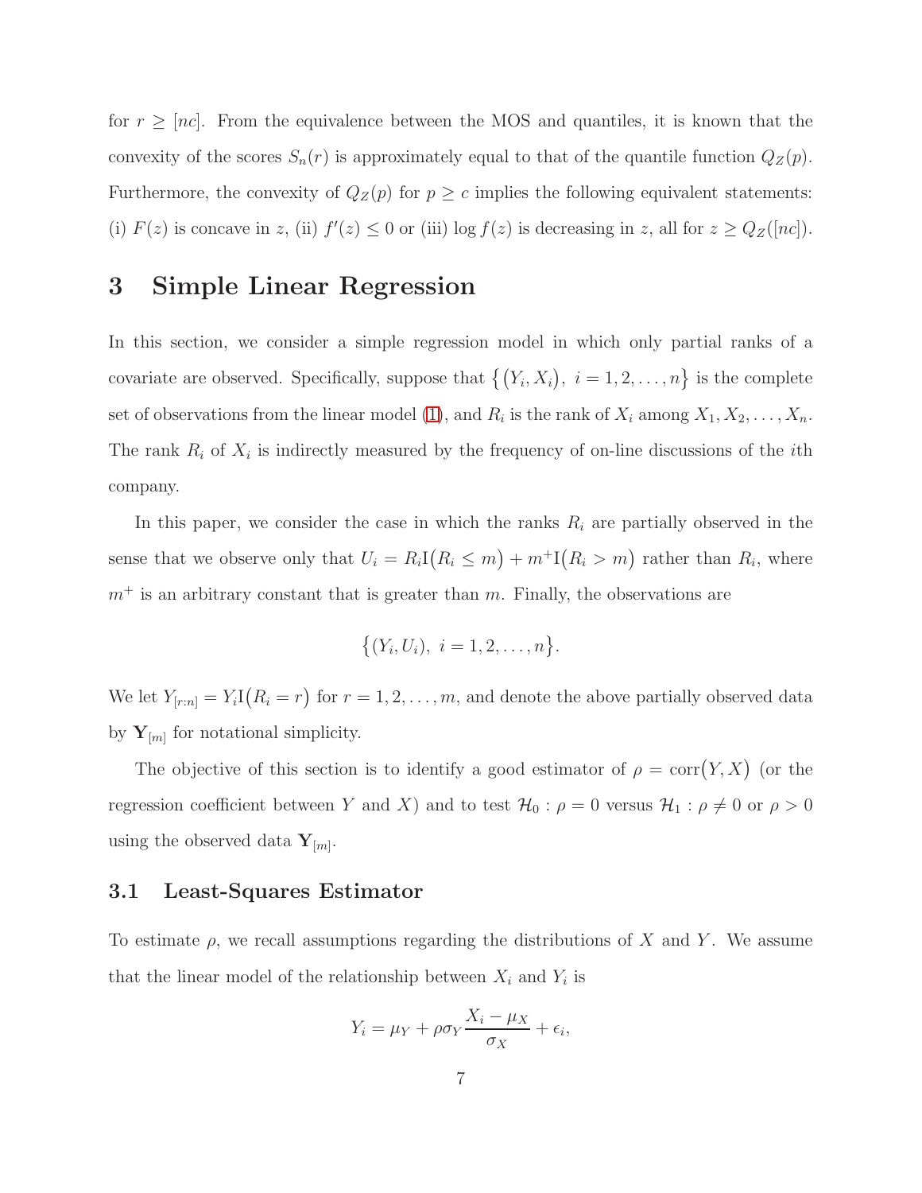for $r \geq [nc]$. From the equivalence between the MOS and quantiles, it is known that the convexity of the scores $S_n(r)$ is approximately equal to that of the quantile function $Q_Z(p)$. Furthermore, the convexity of $Q_Z(p)$ for $p \geq c$ implies the following equivalent statements: (i) $F(z)$ is concave in $z$, (ii) $f'(z) \leq 0$ or (iii) $\log f(z)$ is decreasing in $z$, all for $z \geq Q_Z([nc])$.

# 3 Simple Linear Regression

In this section, we consider a simple regression model in which only partial ranks of a covariate are observed. Specifically, suppose that $\{(Y_i, X_i),\ i = 1, 2, \ldots, n\}$ is the complete set of observations from the linear model (1), and $R_i$ is the rank of $X_i$ among $X_1, X_2, \ldots, X_n$. The rank $R_i$ of $X_i$ is indirectly measured by the frequency of on-line discussions of the $i$th company.

In this paper, we consider the case in which the ranks $R_i$ are partially observed in the sense that we observe only that $U_i = R_i \mathrm{I}(R_i \leq m) + m^+ \mathrm{I}(R_i > m)$ rather than $R_i$, where $m^+$ is an arbitrary constant that is greater than $m$. Finally, the observations are

$$\{(Y_i, U_i),\ i = 1, 2, \ldots, n\}.$$

We let $Y_{[r:n]} = Y_i \mathrm{I}(R_i = r)$ for $r = 1, 2, \ldots, m$, and denote the above partially observed data by $\mathbf{Y}_{[m]}$ for notational simplicity.

The objective of this section is to identify a good estimator of $\rho = \mathrm{corr}(Y, X)$ (or the regression coefficient between $Y$ and $X$) and to test $\mathcal{H}_0 : \rho = 0$ versus $\mathcal{H}_1 : \rho \neq 0$ or $\rho > 0$ using the observed data $\mathbf{Y}_{[m]}$.

## 3.1 Least-Squares Estimator

To estimate $\rho$, we recall assumptions regarding the distributions of $X$ and $Y$. We assume that the linear model of the relationship between $X_i$ and $Y_i$ is

$$Y_i = \mu_Y + \rho \sigma_Y \frac{X_i - \mu_X}{\sigma_X} + \epsilon_i,$$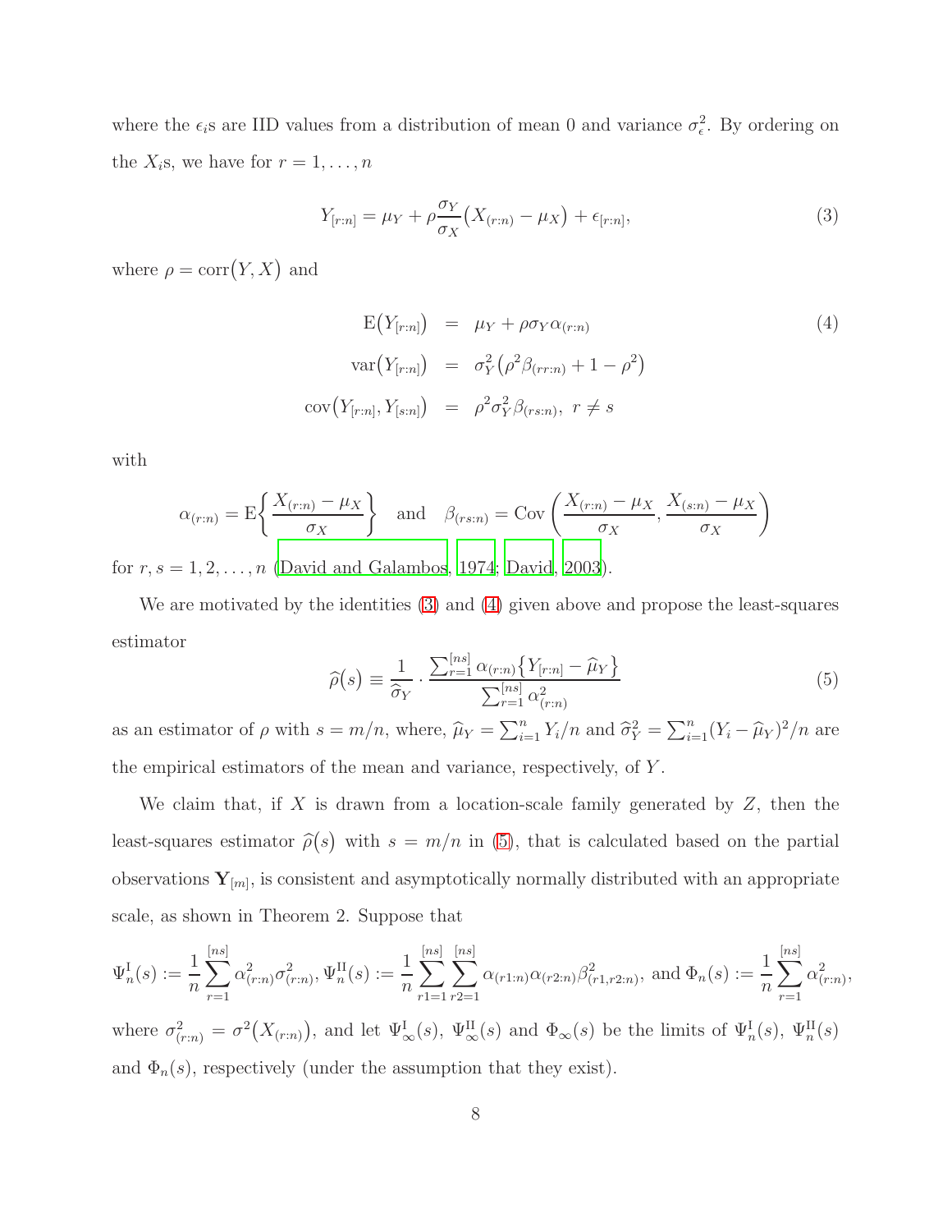where the $\epsilon_i$s are IID values from a distribution of mean 0 and variance $\sigma_\epsilon^2$. By ordering on the $X_i$s, we have for $r = 1, \ldots, n$

$$Y_{[r:n]} = \mu_Y + \rho \frac{\sigma_Y}{\sigma_X}\big(X_{(r:n)} - \mu_X\big) + \epsilon_{[r:n]}, \tag{3}$$

where $\rho = \mathrm{corr}\big(Y, X\big)$ and

$$\begin{aligned}
\mathrm{E}\big(Y_{[r:n]}\big) &= \mu_Y + \rho\sigma_Y \alpha_{(r:n)} \\
\mathrm{var}\big(Y_{[r:n]}\big) &= \sigma_Y^2\big(\rho^2\beta_{(rr:n)} + 1 - \rho^2\big) \\
\mathrm{cov}\big(Y_{[r:n]}, Y_{[s:n]}\big) &= \rho^2\sigma_Y^2\beta_{(rs:n)},\ r \neq s
\end{aligned} \tag{4}$$

with

$$\alpha_{(r:n)} = \mathrm{E}\bigg\{\frac{X_{(r:n)} - \mu_X}{\sigma_X}\bigg\} \quad \text{and} \quad \beta_{(rs:n)} = \mathrm{Cov}\left(\frac{X_{(r:n)} - \mu_X}{\sigma_X}, \frac{X_{(s:n)} - \mu_X}{\sigma_X}\right)$$

for $r, s = 1, 2, \ldots, n$ (David and Galambos, 1974; David, 2003).

We are motivated by the identities (3) and (4) given above and propose the least-squares estimator

$$\widehat{\rho}\big(s\big) \equiv \frac{1}{\widehat{\sigma}_Y} \cdot \frac{\sum_{r=1}^{[ns]} \alpha_{(r:n)}\big\{Y_{[r:n]} - \widehat{\mu}_Y\big\}}{\sum_{r=1}^{[ns]} \alpha_{(r:n)}^2} \tag{5}$$

as an estimator of $\rho$ with $s = m/n$, where, $\widehat{\mu}_Y = \sum_{i=1}^n Y_i/n$ and $\widehat{\sigma}_Y^2 = \sum_{i=1}^n (Y_i - \widehat{\mu}_Y)^2/n$ are the empirical estimators of the mean and variance, respectively, of $Y$.

We claim that, if $X$ is drawn from a location-scale family generated by $Z$, then the least-squares estimator $\widehat{\rho}\big(s\big)$ with $s = m/n$ in (5), that is calculated based on the partial observations $\mathbf{Y}_{[m]}$, is consistent and asymptotically normally distributed with an appropriate scale, as shown in Theorem 2. Suppose that

$$\Psi_n^{\mathrm{I}}(s) := \frac{1}{n}\sum_{r=1}^{[ns]} \alpha_{(r:n)}^2 \sigma_{(r:n)}^2,\ \Psi_n^{\mathrm{II}}(s) := \frac{1}{n}\sum_{r1=1}^{[ns]}\sum_{r2=1}^{[ns]} \alpha_{(r1:n)}\alpha_{(r2:n)}\beta_{(r1,r2:n)}^2, \text{ and } \Phi_n(s) := \frac{1}{n}\sum_{r=1}^{[ns]} \alpha_{(r:n)}^2,$$

where $\sigma_{(r:n)}^2 = \sigma^2\big(X_{(r:n)}\big)$, and let $\Psi_\infty^{\mathrm{I}}(s)$, $\Psi_\infty^{\mathrm{II}}(s)$ and $\Phi_\infty(s)$ be the limits of $\Psi_n^{\mathrm{I}}(s)$, $\Psi_n^{\mathrm{II}}(s)$ and $\Phi_n(s)$, respectively (under the assumption that they exist).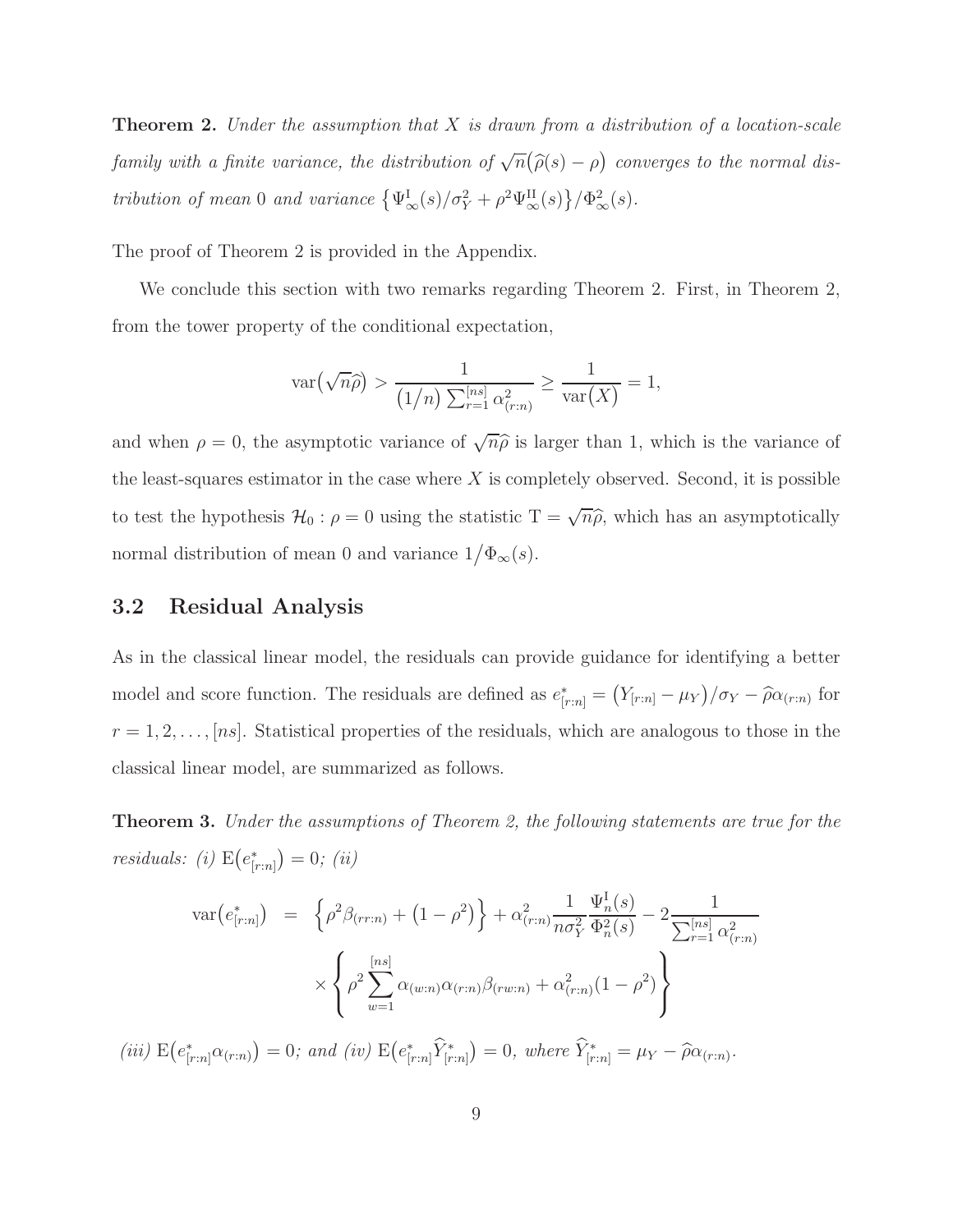**Theorem 2.** *Under the assumption that $X$ is drawn from a distribution of a location-scale family with a finite variance, the distribution of $\sqrt{n}\big(\widehat{\rho}(s) - \rho\big)$ converges to the normal distribution of mean $0$ and variance $\big\{\Psi^{\mathrm{I}}_{\infty}(s)/\sigma_Y^2 + \rho^2 \Psi^{\mathrm{II}}_{\infty}(s)\big\}/\Phi^2_{\infty}(s)$.*

The proof of Theorem 2 is provided in the Appendix.

We conclude this section with two remarks regarding Theorem 2. First, in Theorem 2, from the tower property of the conditional expectation,

$$\mathrm{var}\big(\sqrt{n}\widehat{\rho}\big) > \frac{1}{(1/n)\sum_{r=1}^{[ns]} \alpha^2_{(r:n)}} \geq \frac{1}{\mathrm{var}(X)} = 1,$$

and when $\rho = 0$, the asymptotic variance of $\sqrt{n}\widehat{\rho}$ is larger than 1, which is the variance of the least-squares estimator in the case where $X$ is completely observed. Second, it is possible to test the hypothesis $\mathcal{H}_0 : \rho = 0$ using the statistic $\mathrm{T} = \sqrt{n}\widehat{\rho}$, which has an asymptotically normal distribution of mean 0 and variance $1/\Phi_{\infty}(s)$.

## 3.2 Residual Analysis

As in the classical linear model, the residuals can provide guidance for identifying a better model and score function. The residuals are defined as $e^*_{[r:n]} = \big(Y_{[r:n]} - \mu_Y\big)/\sigma_Y - \widehat{\rho}\alpha_{(r:n)}$ for $r = 1, 2, \ldots, [ns]$. Statistical properties of the residuals, which are analogous to those in the classical linear model, are summarized as follows.

**Theorem 3.** *Under the assumptions of Theorem 2, the following statements are true for the residuals: (i) $\mathrm{E}\big(e^*_{[r:n]}\big) = 0$; (ii)*

$$\begin{aligned}
\mathrm{var}\big(e^*_{[r:n]}\big) &= \Big\{\rho^2 \beta_{(rr:n)} + \big(1 - \rho^2\big)\Big\} + \alpha^2_{(r:n)} \frac{1}{n\sigma_Y^2} \frac{\Psi^{\mathrm{I}}_n(s)}{\Phi^2_n(s)} - 2\frac{1}{\sum_{r=1}^{[ns]} \alpha^2_{(r:n)}} \\
&\quad \times \left\{\rho^2 \sum_{w=1}^{[ns]} \alpha_{(w:n)}\alpha_{(r:n)}\beta_{(rw:n)} + \alpha^2_{(r:n)}(1 - \rho^2)\right\}
\end{aligned}$$

*(iii) $\mathrm{E}\big(e^*_{[r:n]}\alpha_{(r:n)}\big) = 0$; and (iv) $\mathrm{E}\big(e^*_{[r:n]}\widehat{Y}^*_{[r:n]}\big) = 0$, where $\widehat{Y}^*_{[r:n]} = \mu_Y - \widehat{\rho}\alpha_{(r:n)}$.*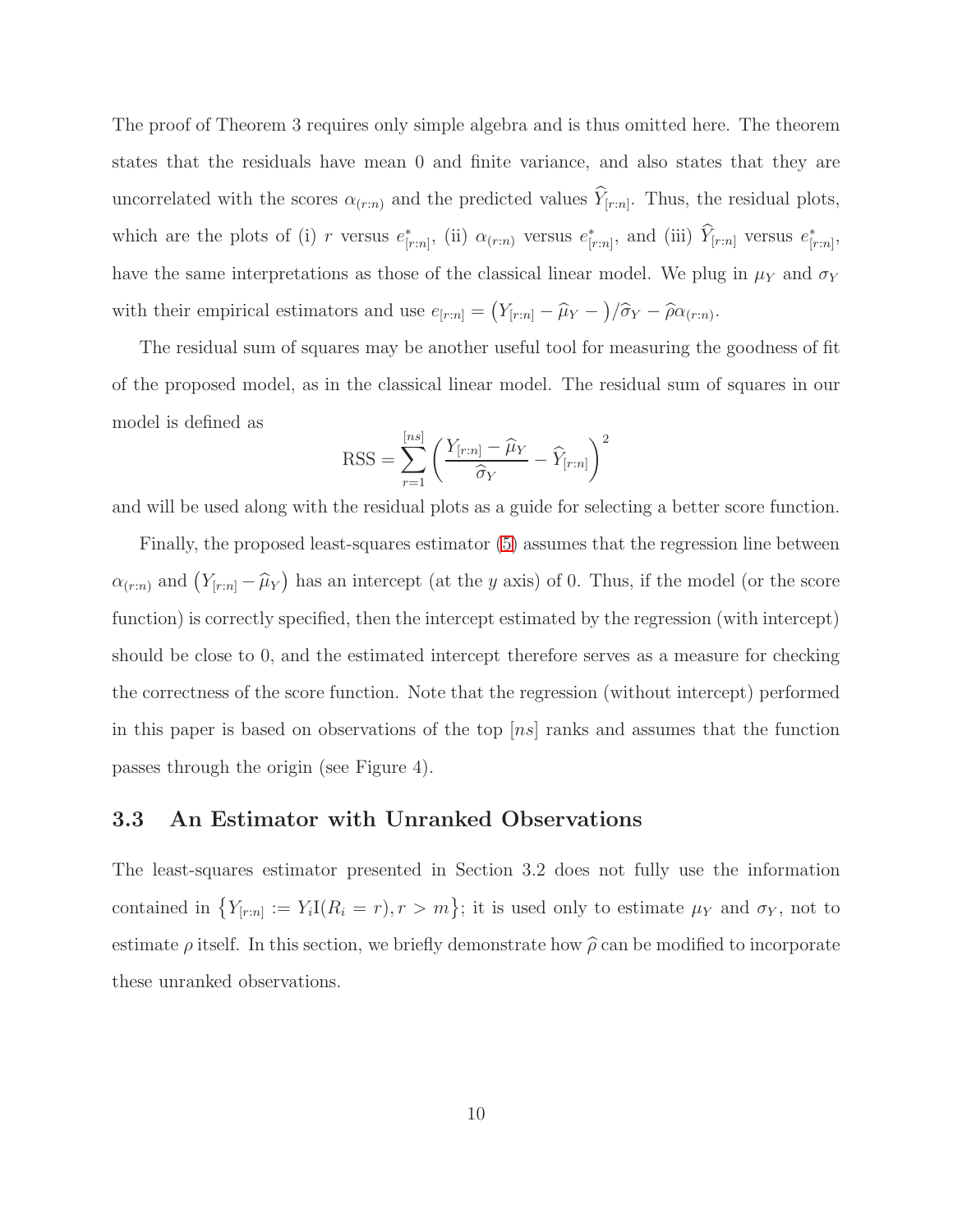The proof of Theorem 3 requires only simple algebra and is thus omitted here. The theorem states that the residuals have mean 0 and finite variance, and also states that they are uncorrelated with the scores $\alpha_{(r:n)}$ and the predicted values $\widehat{Y}_{[r:n]}$. Thus, the residual plots, which are the plots of (i) $r$ versus $e^*_{[r:n]}$, (ii) $\alpha_{(r:n)}$ versus $e^*_{[r:n]}$, and (iii) $\widehat{Y}_{[r:n]}$ versus $e^*_{[r:n]}$, have the same interpretations as those of the classical linear model. We plug in $\mu_Y$ and $\sigma_Y$ with their empirical estimators and use $e_{[r:n]} = \big(Y_{[r:n]} - \widehat{\mu}_Y - \big)/\widehat{\sigma}_Y - \widehat{\rho}\alpha_{(r:n)}$.

The residual sum of squares may be another useful tool for measuring the goodness of fit of the proposed model, as in the classical linear model. The residual sum of squares in our model is defined as

$$\text{RSS} = \sum_{r=1}^{[ns]} \left( \frac{Y_{[r:n]} - \widehat{\mu}_Y}{\widehat{\sigma}_Y} - \widehat{Y}_{[r:n]} \right)^2$$

and will be used along with the residual plots as a guide for selecting a better score function.

Finally, the proposed least-squares estimator (5) assumes that the regression line between $\alpha_{(r:n)}$ and $\big(Y_{[r:n]} - \widehat{\mu}_Y\big)$ has an intercept (at the $y$ axis) of 0. Thus, if the model (or the score function) is correctly specified, then the intercept estimated by the regression (with intercept) should be close to 0, and the estimated intercept therefore serves as a measure for checking the correctness of the score function. Note that the regression (without intercept) performed in this paper is based on observations of the top $[ns]$ ranks and assumes that the function passes through the origin (see Figure 4).

### 3.3 An Estimator with Unranked Observations

The least-squares estimator presented in Section 3.2 does not fully use the information contained in $\{Y_{[r:n]} := Y_i \mathrm{I}(R_i = r), r > m\}$; it is used only to estimate $\mu_Y$ and $\sigma_Y$, not to estimate $\rho$ itself. In this section, we briefly demonstrate how $\widehat{\rho}$ can be modified to incorporate these unranked observations.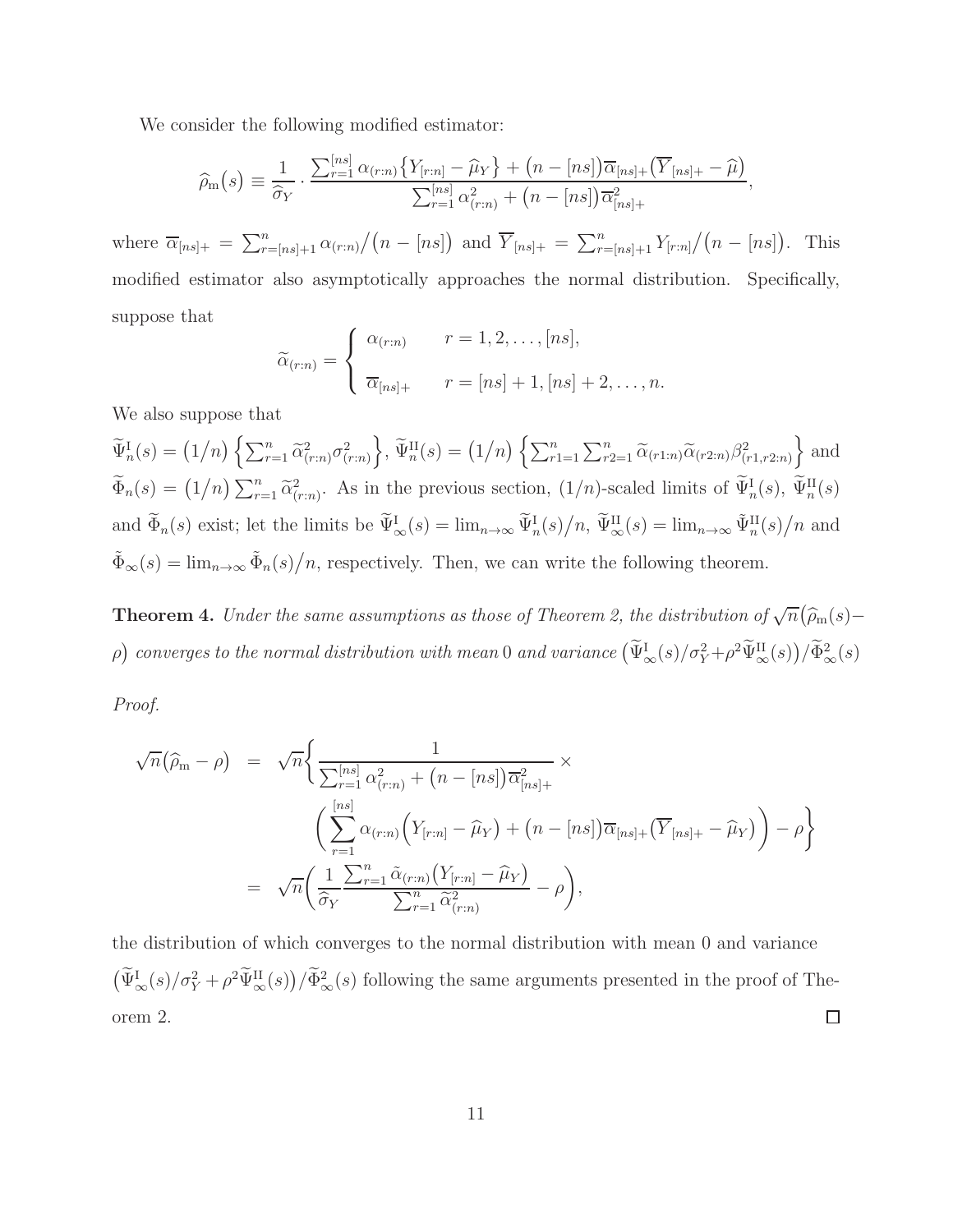We consider the following modified estimator:

$$\widehat{\rho}_{\mathrm{m}}(s) \equiv \frac{1}{\widehat{\sigma}_Y} \cdot \frac{\sum_{r=1}^{[ns]} \alpha_{(r:n)} \{ Y_{[r:n]} - \widehat{\mu}_Y \} + \big(n - [ns]\big) \overline{\alpha}_{[ns]+} \big( \overline{Y}_{[ns]+} - \widehat{\mu} \big)}{\sum_{r=1}^{[ns]} \alpha_{(r:n)}^2 + \big(n - [ns]\big) \overline{\alpha}_{[ns]+}^2},$$

where $\overline{\alpha}_{[ns]+} = \sum_{r=[ns]+1}^{n} \alpha_{(r:n)} / \big(n - [ns]\big)$ and $\overline{Y}_{[ns]+} = \sum_{r=[ns]+1}^{n} Y_{[r:n]} / \big(n - [ns]\big)$. This modified estimator also asymptotically approaches the normal distribution. Specifically, suppose that

$$\widetilde{\alpha}_{(r:n)} = \begin{cases} \alpha_{(r:n)} & r = 1, 2, \ldots, [ns], \\ \overline{\alpha}_{[ns]+} & r = [ns]+1, [ns]+2, \ldots, n. \end{cases}$$

We also suppose that $\widetilde{\Psi}_n^{\mathrm{I}}(s) = \big(1/n\big) \left\{ \sum_{r=1}^{n} \widetilde{\alpha}_{(r:n)}^2 \sigma_{(r:n)}^2 \right\}$, $\widetilde{\Psi}_n^{\mathrm{II}}(s) = \big(1/n\big) \left\{ \sum_{r1=1}^{n} \sum_{r2=1}^{n} \widetilde{\alpha}_{(r1:n)} \widetilde{\alpha}_{(r2:n)} \beta_{(r1,r2:n)}^2 \right\}$ and $\widetilde{\Phi}_n(s) = \big(1/n\big) \sum_{r=1}^{n} \widetilde{\alpha}_{(r:n)}^2$. As in the previous section, $(1/n)$-scaled limits of $\widetilde{\Psi}_n^{\mathrm{I}}(s)$, $\widetilde{\Psi}_n^{\mathrm{II}}(s)$ and $\widetilde{\Phi}_n(s)$ exist; let the limits be $\widetilde{\Psi}_\infty^{\mathrm{I}}(s) = \lim_{n\to\infty} \widetilde{\Psi}_n^{\mathrm{I}}(s)/n$, $\widetilde{\Psi}_\infty^{\mathrm{II}}(s) = \lim_{n\to\infty} \widetilde{\Psi}_n^{\mathrm{II}}(s)/n$ and $\tilde{\Phi}_\infty(s) = \lim_{n\to\infty} \tilde{\Phi}_n(s)/n$, respectively. Then, we can write the following theorem.

**Theorem 4.** *Under the same assumptions as those of Theorem 2, the distribution of $\sqrt{n}\big(\widehat{\rho}_{\mathrm{m}}(s) - \rho\big)$ converges to the normal distribution with mean 0 and variance $\big(\widetilde{\Psi}_\infty^{\mathrm{I}}(s)/\sigma_Y^2 + \rho^2 \widetilde{\Psi}_\infty^{\mathrm{II}}(s)\big)/\widetilde{\Phi}_\infty^2(s)$*

*Proof.*

$$\begin{aligned}
\sqrt{n}\big(\widehat{\rho}_{\mathrm{m}} - \rho\big) &= \sqrt{n}\Bigg\{ \frac{1}{\sum_{r=1}^{[ns]} \alpha_{(r:n)}^2 + \big(n - [ns]\big)\overline{\alpha}_{[ns]+}^2} \times \\
&\qquad \Bigg( \sum_{r=1}^{[ns]} \alpha_{(r:n)} \Big( Y_{[r:n]} - \widehat{\mu}_Y \Big) + \big(n - [ns]\big) \overline{\alpha}_{[ns]+} \big( \overline{Y}_{[ns]+} - \widehat{\mu}_Y \big) \Bigg) - \rho \Bigg\} \\
&= \sqrt{n}\Bigg( \frac{1}{\widehat{\sigma}_Y} \frac{\sum_{r=1}^{n} \tilde{\alpha}_{(r:n)} \big( Y_{[r:n]} - \widehat{\mu}_Y \big)}{\sum_{r=1}^{n} \widetilde{\alpha}_{(r:n)}^2} - \rho \Bigg),
\end{aligned}$$

the distribution of which converges to the normal distribution with mean 0 and variance $\big(\widetilde{\Psi}_\infty^{\mathrm{I}}(s)/\sigma_Y^2 + \rho^2 \widetilde{\Psi}_\infty^{\mathrm{II}}(s)\big)/\widetilde{\Phi}_\infty^2(s)$ following the same arguments presented in the proof of Theorem 2. □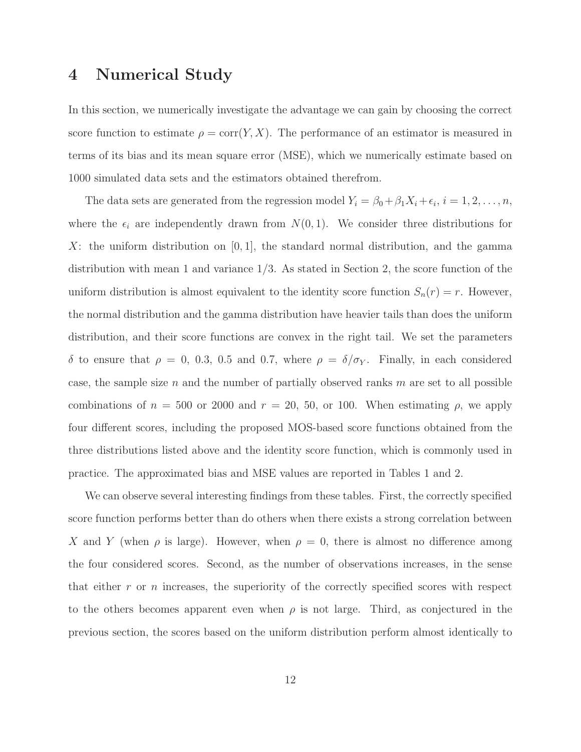# 4 Numerical Study

In this section, we numerically investigate the advantage we can gain by choosing the correct score function to estimate $\rho = \text{corr}(Y, X)$. The performance of an estimator is measured in terms of its bias and its mean square error (MSE), which we numerically estimate based on 1000 simulated data sets and the estimators obtained therefrom.

The data sets are generated from the regression model $Y_i = \beta_0 + \beta_1 X_i + \epsilon_i$, $i = 1, 2, \ldots, n$, where the $\epsilon_i$ are independently drawn from $N(0, 1)$. We consider three distributions for $X$: the uniform distribution on $[0, 1]$, the standard normal distribution, and the gamma distribution with mean 1 and variance 1/3. As stated in Section 2, the score function of the uniform distribution is almost equivalent to the identity score function $S_n(r) = r$. However, the normal distribution and the gamma distribution have heavier tails than does the uniform distribution, and their score functions are convex in the right tail. We set the parameters $\delta$ to ensure that $\rho = 0$, 0.3, 0.5 and 0.7, where $\rho = \delta/\sigma_Y$. Finally, in each considered case, the sample size $n$ and the number of partially observed ranks $m$ are set to all possible combinations of $n = 500$ or 2000 and $r = 20$, 50, or 100. When estimating $\rho$, we apply four different scores, including the proposed MOS-based score functions obtained from the three distributions listed above and the identity score function, which is commonly used in practice. The approximated bias and MSE values are reported in Tables 1 and 2.

We can observe several interesting findings from these tables. First, the correctly specified score function performs better than do others when there exists a strong correlation between $X$ and $Y$ (when $\rho$ is large). However, when $\rho = 0$, there is almost no difference among the four considered scores. Second, as the number of observations increases, in the sense that either $r$ or $n$ increases, the superiority of the correctly specified scores with respect to the others becomes apparent even when $\rho$ is not large. Third, as conjectured in the previous section, the scores based on the uniform distribution perform almost identically to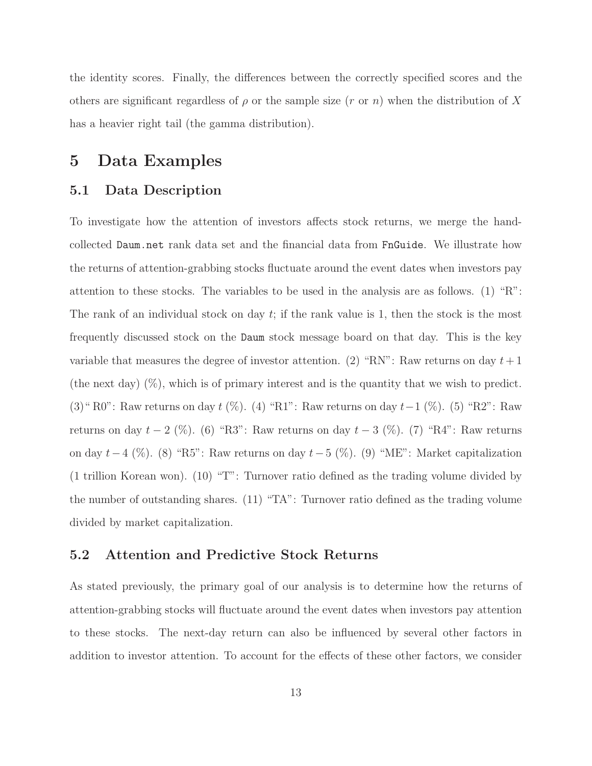the identity scores. Finally, the differences between the correctly specified scores and the others are significant regardless of $\rho$ or the sample size ($r$ or $n$) when the distribution of $X$ has a heavier right tail (the gamma distribution).

# 5 Data Examples

## 5.1 Data Description

To investigate how the attention of investors affects stock returns, we merge the hand-collected `Daum.net` rank data set and the financial data from `FnGuide`. We illustrate how the returns of attention-grabbing stocks fluctuate around the event dates when investors pay attention to these stocks. The variables to be used in the analysis are as follows. (1) "R": The rank of an individual stock on day $t$; if the rank value is 1, then the stock is the most frequently discussed stock on the `Daum` stock message board on that day. This is the key variable that measures the degree of investor attention. (2) "RN": Raw returns on day $t+1$ (the next day) (%), which is of primary interest and is the quantity that we wish to predict. (3)" R0": Raw returns on day $t$ (%). (4) "R1": Raw returns on day $t-1$ (%). (5) "R2": Raw returns on day $t-2$ (%). (6) "R3": Raw returns on day $t-3$ (%). (7) "R4": Raw returns on day $t-4$ (%). (8) "R5": Raw returns on day $t-5$ (%). (9) "ME": Market capitalization (1 trillion Korean won). (10) "T": Turnover ratio defined as the trading volume divided by the number of outstanding shares. (11) "TA": Turnover ratio defined as the trading volume divided by market capitalization.

## 5.2 Attention and Predictive Stock Returns

As stated previously, the primary goal of our analysis is to determine how the returns of attention-grabbing stocks will fluctuate around the event dates when investors pay attention to these stocks. The next-day return can also be influenced by several other factors in addition to investor attention. To account for the effects of these other factors, we consider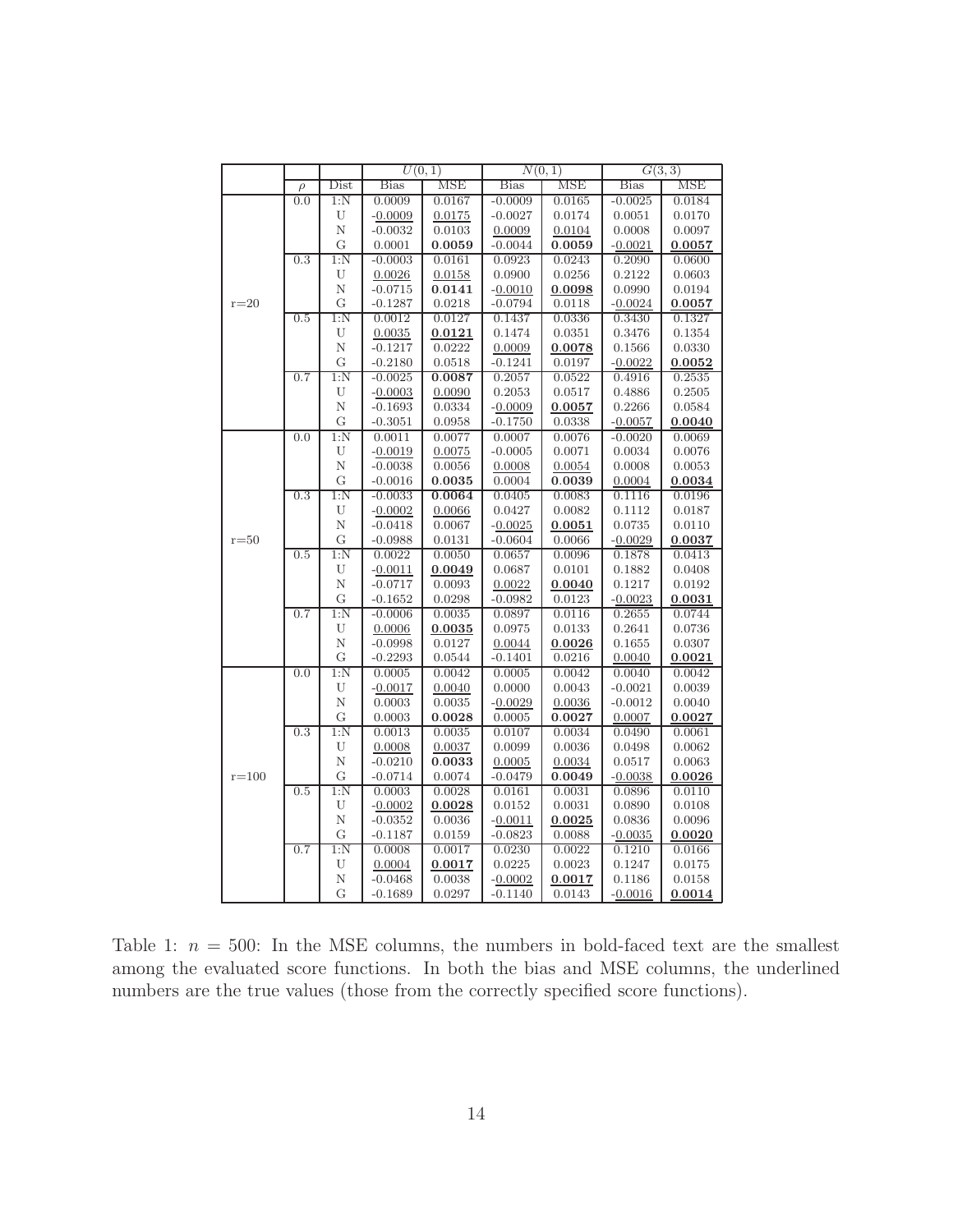| | | | $U(0,1)$ | | $N(0,1)$ | | $G(3,3)$ | |
|---|---|---|---|---|---|---|---|---|
| | $\rho$ | Dist | Bias | MSE | Bias | MSE | Bias | MSE |
| r=20 | 0.0 | 1:N | 0.0009 | 0.0167 | -0.0009 | 0.0165 | -0.0025 | 0.0184 |
| | | U | <u>-0.0009</u> | <u>0.0175</u> | -0.0027 | 0.0174 | 0.0051 | 0.0170 |
| | | N | -0.0032 | 0.0103 | <u>0.0009</u> | <u>0.0104</u> | 0.0008 | 0.0097 |
| | | G | 0.0001 | **0.0059** | -0.0044 | **0.0059** | <u>-0.0021</u> | <u>**0.0057**</u> |
| | 0.3 | 1:N | -0.0003 | 0.0161 | 0.0923 | 0.0243 | 0.2090 | 0.0600 |
| | | U | <u>0.0026</u> | <u>0.0158</u> | 0.0900 | 0.0256 | 0.2122 | 0.0603 |
| | | N | -0.0715 | **0.0141** | <u>-0.0010</u> | <u>**0.0098**</u> | 0.0990 | 0.0194 |
| | | G | -0.1287 | 0.0218 | -0.0794 | 0.0118 | <u>-0.0024</u> | <u>**0.0057**</u> |
| | 0.5 | 1:N | 0.0012 | 0.0127 | 0.1437 | 0.0336 | 0.3430 | 0.1327 |
| | | U | <u>0.0035</u> | <u>**0.0121**</u> | 0.1474 | 0.0351 | 0.3476 | 0.1354 |
| | | N | -0.1217 | 0.0222 | <u>0.0009</u> | <u>**0.0078**</u> | 0.1566 | 0.0330 |
| | | G | -0.2180 | 0.0518 | -0.1241 | 0.0197 | <u>-0.0022</u> | <u>**0.0052**</u> |
| | 0.7 | 1:N | -0.0025 | **0.0087** | 0.2057 | 0.0522 | 0.4916 | 0.2535 |
| | | U | <u>-0.0003</u> | <u>0.0090</u> | 0.2053 | 0.0517 | 0.4886 | 0.2505 |
| | | N | -0.1693 | 0.0334 | <u>-0.0009</u> | <u>**0.0057**</u> | 0.2266 | 0.0584 |
| | | G | -0.3051 | 0.0958 | -0.1750 | 0.0338 | <u>-0.0057</u> | <u>**0.0040**</u> |
| r=50 | 0.0 | 1:N | 0.0011 | 0.0077 | 0.0007 | 0.0076 | -0.0020 | 0.0069 |
| | | U | <u>-0.0019</u> | <u>0.0075</u> | -0.0005 | 0.0071 | 0.0034 | 0.0076 |
| | | N | -0.0038 | 0.0056 | <u>0.0008</u> | <u>0.0054</u> | 0.0008 | 0.0053 |
| | | G | -0.0016 | **0.0035** | 0.0004 | **0.0039** | <u>0.0004</u> | <u>**0.0034**</u> |
| | 0.3 | 1:N | -0.0033 | **0.0064** | 0.0405 | 0.0083 | 0.1116 | 0.0196 |
| | | U | <u>-0.0002</u> | <u>0.0066</u> | 0.0427 | 0.0082 | 0.1112 | 0.0187 |
| | | N | -0.0418 | 0.0067 | <u>-0.0025</u> | <u>**0.0051**</u> | 0.0735 | 0.0110 |
| | | G | -0.0988 | 0.0131 | -0.0604 | 0.0066 | <u>-0.0029</u> | <u>**0.0037**</u> |
| | 0.5 | 1:N | 0.0022 | 0.0050 | 0.0657 | 0.0096 | 0.1878 | 0.0413 |
| | | U | <u>-0.0011</u> | <u>**0.0049**</u> | 0.0687 | 0.0101 | 0.1882 | 0.0408 |
| | | N | -0.0717 | 0.0093 | <u>0.0022</u> | <u>**0.0040**</u> | 0.1217 | 0.0192 |
| | | G | -0.1652 | 0.0298 | -0.0982 | 0.0123 | <u>-0.0023</u> | <u>**0.0031**</u> |
| | 0.7 | 1:N | -0.0006 | 0.0035 | 0.0897 | 0.0116 | 0.2655 | 0.0744 |
| | | U | <u>0.0006</u> | <u>**0.0035**</u> | 0.0975 | 0.0133 | 0.2641 | 0.0736 |
| | | N | -0.0998 | 0.0127 | <u>0.0044</u> | <u>**0.0026**</u> | 0.1655 | 0.0307 |
| | | G | -0.2293 | 0.0544 | -0.1401 | 0.0216 | <u>0.0040</u> | <u>**0.0021**</u> |
| r=100 | 0.0 | 1:N | 0.0005 | 0.0042 | 0.0005 | 0.0042 | 0.0040 | 0.0042 |
| | | U | <u>-0.0017</u> | <u>0.0040</u> | 0.0000 | 0.0043 | -0.0021 | 0.0039 |
| | | N | 0.0003 | 0.0035 | <u>-0.0029</u> | <u>0.0036</u> | -0.0012 | 0.0040 |
| | | G | 0.0003 | **0.0028** | 0.0005 | **0.0027** | <u>0.0007</u> | <u>**0.0027**</u> |
| | 0.3 | 1:N | 0.0013 | 0.0035 | 0.0107 | 0.0034 | 0.0490 | 0.0061 |
| | | U | <u>0.0008</u> | <u>0.0037</u> | 0.0099 | 0.0036 | 0.0498 | 0.0062 |
| | | N | -0.0210 | **0.0033** | <u>0.0005</u> | <u>0.0034</u> | 0.0517 | 0.0063 |
| | | G | -0.0714 | 0.0074 | -0.0479 | **0.0049** | <u>-0.0038</u> | <u>**0.0026**</u> |
| | 0.5 | 1:N | 0.0003 | 0.0028 | 0.0161 | 0.0031 | 0.0896 | 0.0110 |
| | | U | <u>-0.0002</u> | <u>**0.0028**</u> | 0.0152 | 0.0031 | 0.0890 | 0.0108 |
| | | N | -0.0352 | 0.0036 | <u>-0.0011</u> | <u>**0.0025**</u> | 0.0836 | 0.0096 |
| | | G | -0.1187 | 0.0159 | -0.0823 | 0.0088 | <u>-0.0035</u> | <u>**0.0020**</u> |
| | 0.7 | 1:N | 0.0008 | 0.0017 | 0.0230 | 0.0022 | 0.1210 | 0.0166 |
| | | U | <u>0.0004</u> | <u>**0.0017**</u> | 0.0225 | 0.0023 | 0.1247 | 0.0175 |
| | | N | -0.0468 | 0.0038 | <u>-0.0002</u> | <u>**0.0017**</u> | 0.1186 | 0.0158 |
| | | G | -0.1689 | 0.0297 | -0.1140 | 0.0143 | <u>-0.0016</u> | <u>**0.0014**</u> |

Table 1: $n = 500$: In the MSE columns, the numbers in bold-faced text are the smallest among the evaluated score functions. In both the bias and MSE columns, the underlined numbers are the true values (those from the correctly specified score functions).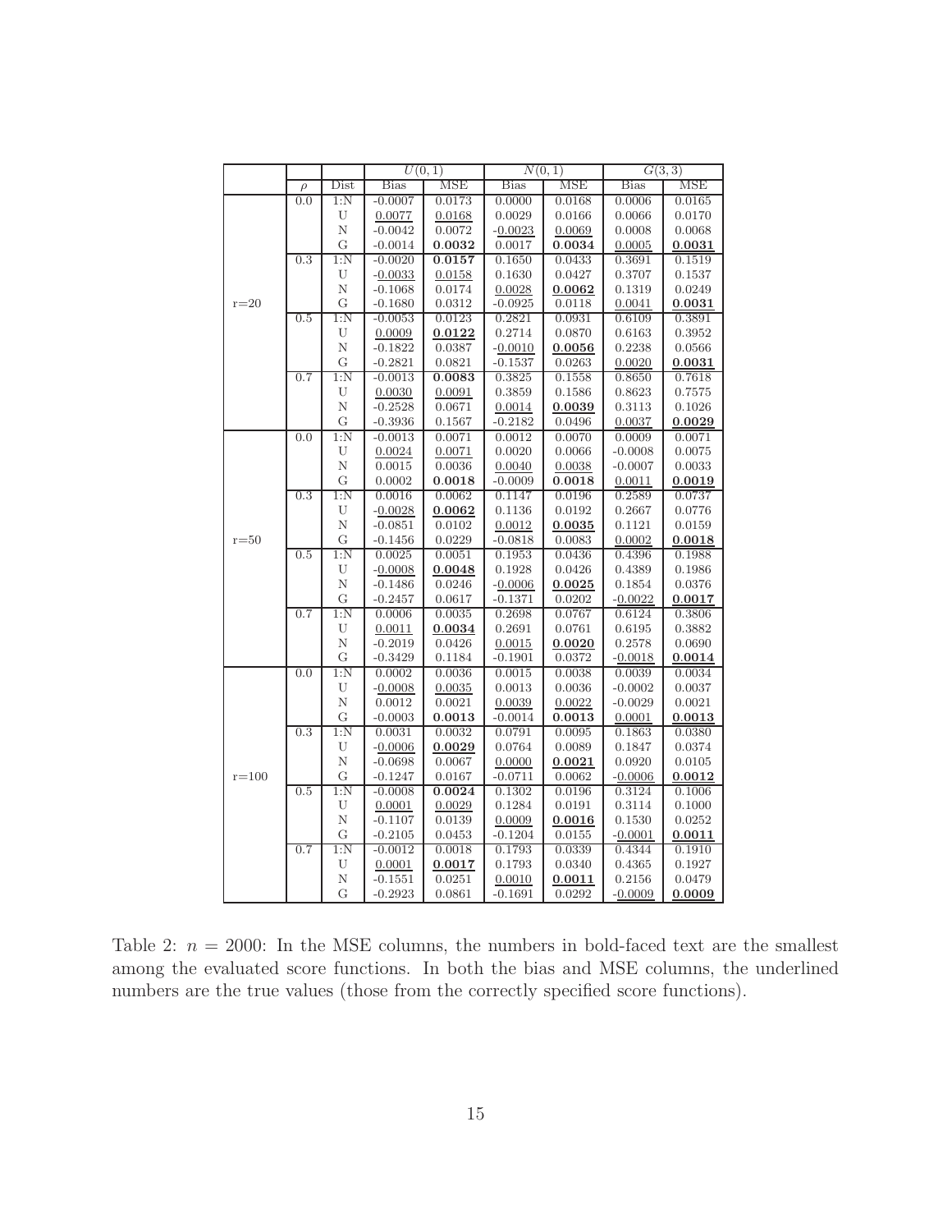| | | | $U(0,1)$ | | $N(0,1)$ | | $G(3,3)$ | |
|---|---|---|---|---|---|---|---|---|
| | $\rho$ | Dist | Bias | MSE | Bias | MSE | Bias | MSE |
| r=20 | 0.0 | 1:N | -0.0007 | 0.0173 | 0.0000 | 0.0168 | 0.0006 | 0.0165 |
| | | U | <u>0.0077</u> | <u>0.0168</u> | 0.0029 | 0.0166 | 0.0066 | 0.0170 |
| | | N | -0.0042 | 0.0072 | <u>-0.0023</u> | <u>0.0069</u> | 0.0008 | 0.0068 |
| | | G | -0.0014 | **0.0032** | 0.0017 | **0.0034** | <u>0.0005</u> | <u>**0.0031**</u> |
| | 0.3 | 1:N | -0.0020 | **0.0157** | 0.1650 | 0.0433 | 0.3691 | 0.1519 |
| | | U | <u>-0.0033</u> | <u>0.0158</u> | 0.1630 | 0.0427 | 0.3707 | 0.1537 |
| | | N | -0.1068 | 0.0174 | <u>0.0028</u> | <u>**0.0062**</u> | 0.1319 | 0.0249 |
| | | G | -0.1680 | 0.0312 | -0.0925 | 0.0118 | <u>0.0041</u> | <u>**0.0031**</u> |
| | 0.5 | 1:N | -0.0053 | 0.0123 | 0.2821 | 0.0931 | 0.6109 | 0.3891 |
| | | U | <u>0.0009</u> | <u>**0.0122**</u> | 0.2714 | 0.0870 | 0.6163 | 0.3952 |
| | | N | -0.1822 | 0.0387 | <u>-0.0010</u> | <u>**0.0056**</u> | 0.2238 | 0.0566 |
| | | G | -0.2821 | 0.0821 | -0.1537 | 0.0263 | <u>0.0020</u> | <u>**0.0031**</u> |
| | 0.7 | 1:N | -0.0013 | **0.0083** | 0.3825 | 0.1558 | 0.8650 | 0.7618 |
| | | U | <u>0.0030</u> | <u>0.0091</u> | 0.3859 | 0.1586 | 0.8623 | 0.7575 |
| | | N | -0.2528 | 0.0671 | <u>0.0014</u> | <u>**0.0039**</u> | 0.3113 | 0.1026 |
| | | G | -0.3936 | 0.1567 | -0.2182 | 0.0496 | <u>0.0037</u> | <u>**0.0029**</u> |
| r=50 | 0.0 | 1:N | -0.0013 | 0.0071 | 0.0012 | 0.0070 | 0.0009 | 0.0071 |
| | | U | <u>0.0024</u> | <u>0.0071</u> | 0.0020 | 0.0066 | -0.0008 | 0.0075 |
| | | N | 0.0015 | 0.0036 | <u>0.0040</u> | <u>0.0038</u> | -0.0007 | 0.0033 |
| | | G | 0.0002 | **0.0018** | -0.0009 | **0.0018** | <u>0.0011</u> | <u>**0.0019**</u> |
| | 0.3 | 1:N | 0.0016 | 0.0062 | 0.1147 | 0.0196 | 0.2589 | 0.0737 |
| | | U | <u>-0.0028</u> | <u>**0.0062**</u> | 0.1136 | 0.0192 | 0.2667 | 0.0776 |
| | | N | -0.0851 | 0.0102 | <u>0.0012</u> | <u>**0.0035**</u> | 0.1121 | 0.0159 |
| | | G | -0.1456 | 0.0229 | -0.0818 | 0.0083 | <u>0.0002</u> | <u>**0.0018**</u> |
| | 0.5 | 1:N | 0.0025 | 0.0051 | 0.1953 | 0.0436 | 0.4396 | 0.1988 |
| | | U | <u>-0.0008</u> | <u>**0.0048**</u> | 0.1928 | 0.0426 | 0.4389 | 0.1986 |
| | | N | -0.1486 | 0.0246 | <u>-0.0006</u> | <u>**0.0025**</u> | 0.1854 | 0.0376 |
| | | G | -0.2457 | 0.0617 | -0.1371 | 0.0202 | <u>-0.0022</u> | <u>**0.0017**</u> |
| | 0.7 | 1:N | 0.0006 | 0.0035 | 0.2698 | 0.0767 | 0.6124 | 0.3806 |
| | | U | <u>0.0011</u> | <u>**0.0034**</u> | 0.2691 | 0.0761 | 0.6195 | 0.3882 |
| | | N | -0.2019 | 0.0426 | <u>0.0015</u> | <u>**0.0020**</u> | 0.2578 | 0.0690 |
| | | G | -0.3429 | 0.1184 | -0.1901 | 0.0372 | <u>-0.0018</u> | <u>**0.0014**</u> |
| r=100 | 0.0 | 1:N | 0.0002 | 0.0036 | 0.0015 | 0.0038 | 0.0039 | 0.0034 |
| | | U | <u>-0.0008</u> | <u>0.0035</u> | 0.0013 | 0.0036 | -0.0002 | 0.0037 |
| | | N | 0.0012 | 0.0021 | <u>0.0039</u> | <u>0.0022</u> | -0.0029 | 0.0021 |
| | | G | -0.0003 | **0.0013** | -0.0014 | **0.0013** | <u>0.0001</u> | <u>**0.0013**</u> |
| | 0.3 | 1:N | 0.0031 | 0.0032 | 0.0791 | 0.0095 | 0.1863 | 0.0380 |
| | | U | <u>-0.0006</u> | <u>**0.0029**</u> | 0.0764 | 0.0089 | 0.1847 | 0.0374 |
| | | N | -0.0698 | 0.0067 | <u>0.0000</u> | <u>**0.0021**</u> | 0.0920 | 0.0105 |
| | | G | -0.1247 | 0.0167 | -0.0711 | 0.0062 | <u>-0.0006</u> | <u>**0.0012**</u> |
| | 0.5 | 1:N | -0.0008 | **0.0024** | 0.1302 | 0.0196 | 0.3124 | 0.1006 |
| | | U | <u>0.0001</u> | <u>0.0029</u> | 0.1284 | 0.0191 | 0.3114 | 0.1000 |
| | | N | -0.1107 | 0.0139 | <u>0.0009</u> | <u>**0.0016**</u> | 0.1530 | 0.0252 |
| | | G | -0.2105 | 0.0453 | -0.1204 | 0.0155 | <u>-0.0001</u> | <u>**0.0011**</u> |
| | 0.7 | 1:N | -0.0012 | 0.0018 | 0.1793 | 0.0339 | 0.4344 | 0.1910 |
| | | U | <u>0.0001</u> | <u>**0.0017**</u> | 0.1793 | 0.0340 | 0.4365 | 0.1927 |
| | | N | -0.1551 | 0.0251 | <u>0.0010</u> | <u>**0.0011**</u> | 0.2156 | 0.0479 |
| | | G | -0.2923 | 0.0861 | -0.1691 | 0.0292 | <u>-0.0009</u> | <u>**0.0009**</u> |

Table 2: $n = 2000$: In the MSE columns, the numbers in bold-faced text are the smallest among the evaluated score functions. In both the bias and MSE columns, the underlined numbers are the true values (those from the correctly specified score functions).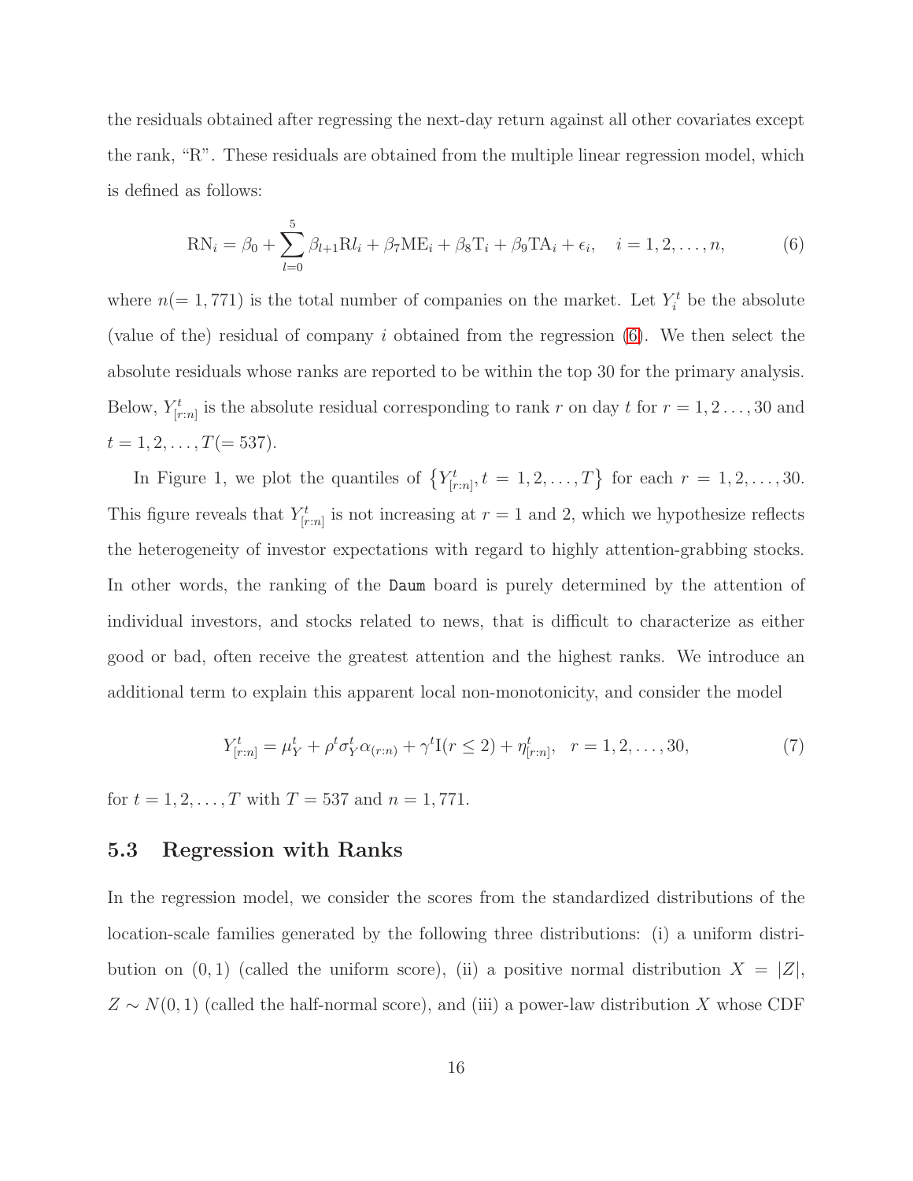the residuals obtained after regressing the next-day return against all other covariates except the rank, "R". These residuals are obtained from the multiple linear regression model, which is defined as follows:

$$\mathrm{RN}_i = \beta_0 + \sum_{l=0}^{5} \beta_{l+1} \mathrm{R}l_i + \beta_7 \mathrm{ME}_i + \beta_8 \mathrm{T}_i + \beta_9 \mathrm{TA}_i + \epsilon_i, \quad i = 1, 2, \ldots, n, \tag{6}$$

where $n(= 1,771)$ is the total number of companies on the market. Let $Y_i^t$ be the absolute (value of the) residual of company $i$ obtained from the regression (6). We then select the absolute residuals whose ranks are reported to be within the top 30 for the primary analysis. Below, $Y_{[r:n]}^t$ is the absolute residual corresponding to rank $r$ on day $t$ for $r = 1, 2 \ldots, 30$ and $t = 1, 2, \ldots, T(= 537)$.

In Figure 1, we plot the quantiles of $\{Y_{[r:n]}^t, t = 1, 2, \ldots, T\}$ for each $r = 1, 2, \ldots, 30$. This figure reveals that $Y_{[r:n]}^t$ is not increasing at $r = 1$ and 2, which we hypothesize reflects the heterogeneity of investor expectations with regard to highly attention-grabbing stocks. In other words, the ranking of the `Daum` board is purely determined by the attention of individual investors, and stocks related to news, that is difficult to characterize as either good or bad, often receive the greatest attention and the highest ranks. We introduce an additional term to explain this apparent local non-monotonicity, and consider the model

$$Y_{[r:n]}^t = \mu_Y^t + \rho^t \sigma_Y^t \alpha_{(r:n)} + \gamma^t \mathrm{I}(r \leq 2) + \eta_{[r:n]}^t, \quad r = 1, 2, \ldots, 30, \tag{7}$$

for $t = 1, 2, \ldots, T$ with $T = 537$ and $n = 1,771$.

### 5.3 Regression with Ranks

In the regression model, we consider the scores from the standardized distributions of the location-scale families generated by the following three distributions: (i) a uniform distribution on $(0, 1)$ (called the uniform score), (ii) a positive normal distribution $X = |Z|$, $Z \sim N(0, 1)$ (called the half-normal score), and (iii) a power-law distribution $X$ whose CDF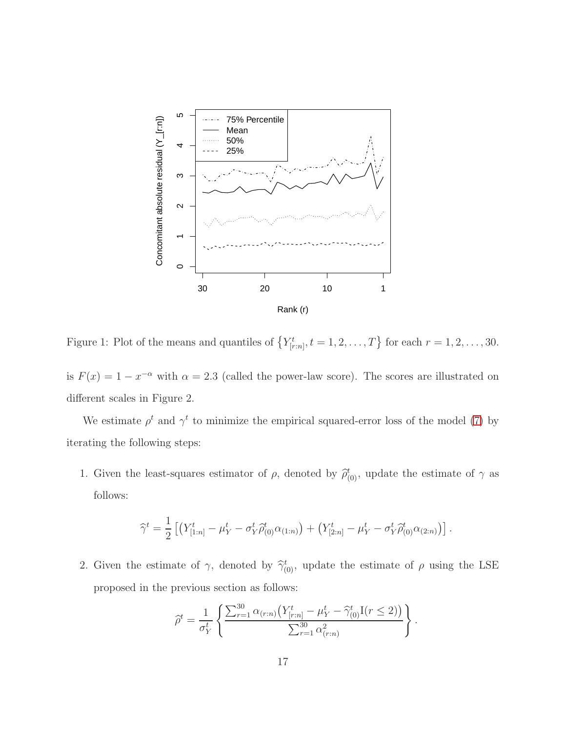Figure 1: Plot of the means and quantiles of $\left\{Y^t_{[r:n]}, t = 1, 2, \ldots, T\right\}$ for each $r = 1, 2, \ldots, 30$.

is $F(x) = 1 - x^{-\alpha}$ with $\alpha = 2.3$ (called the power-law score). The scores are illustrated on different scales in Figure 2.

We estimate $\rho^t$ and $\gamma^t$ to minimize the empirical squared-error loss of the model (7) by iterating the following steps:

1. Given the least-squares estimator of $\rho$, denoted by $\widehat{\rho}^t_{(0)}$, update the estimate of $\gamma$ as follows:

$$\widehat{\gamma}^t = \frac{1}{2}\left[\left(Y^t_{[1:n]} - \mu^t_Y - \sigma^t_Y \widehat{\rho}^t_{(0)} \alpha_{(1:n)}\right) + \left(Y^t_{[2:n]} - \mu^t_Y - \sigma^t_Y \widehat{\rho}^t_{(0)} \alpha_{(2:n)}\right)\right].$$

2. Given the estimate of $\gamma$, denoted by $\widehat{\gamma}^t_{(0)}$, update the estimate of $\rho$ using the LSE proposed in the previous section as follows:

$$\widehat{\rho}^t = \frac{1}{\sigma^t_Y}\left\{\frac{\sum_{r=1}^{30} \alpha_{(r:n)}\left(Y^t_{[r:n]} - \mu^t_Y - \widehat{\gamma}^t_{(0)} \mathrm{I}(r \leq 2)\right)}{\sum_{r=1}^{30} \alpha^2_{(r:n)}}\right\}.$$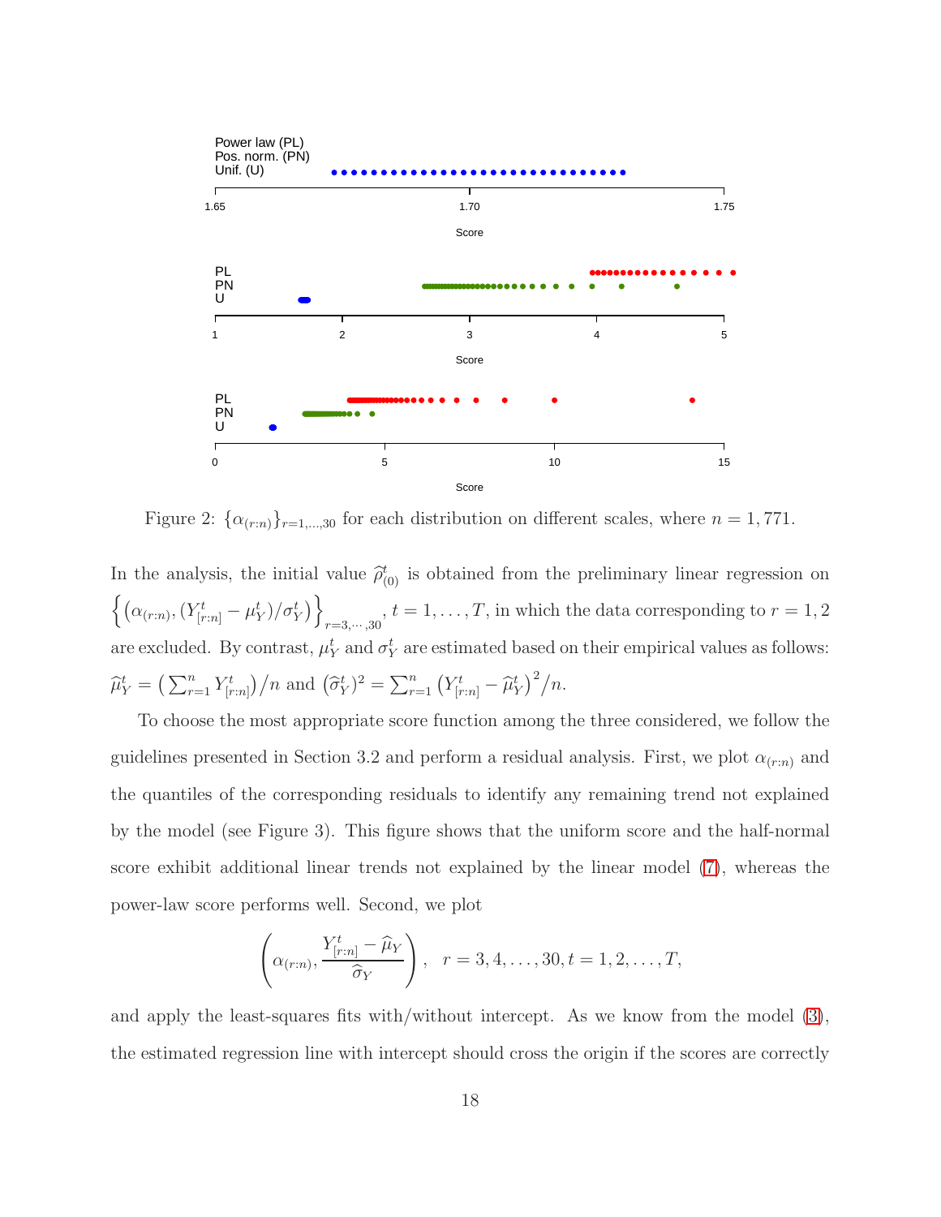Figure 2: $\{\alpha_{(r:n)}\}_{r=1,\ldots,30}$ for each distribution on different scales, where $n = 1,771$.

In the analysis, the initial value $\widehat{\rho}^t_{(0)}$ is obtained from the preliminary linear regression on $\left\{\left(\alpha_{(r:n)}, (Y^t_{[r:n]} - \mu^t_Y)/\sigma^t_Y\right)\right\}_{r=3,\cdots,30}$, $t = 1,\ldots,T$, in which the data corresponding to $r = 1,2$ are excluded. By contrast, $\mu^t_Y$ and $\sigma^t_Y$ are estimated based on their empirical values as follows: $\widehat{\mu}^t_Y = \left(\sum_{r=1}^n Y^t_{[r:n]}\right)/n$ and $(\widehat{\sigma}^t_Y)^2 = \sum_{r=1}^n \left(Y^t_{[r:n]} - \widehat{\mu}^t_Y\right)^2/n$.

To choose the most appropriate score function among the three considered, we follow the guidelines presented in Section 3.2 and perform a residual analysis. First, we plot $\alpha_{(r:n)}$ and the quantiles of the corresponding residuals to identify any remaining trend not explained by the model (see Figure 3). This figure shows that the uniform score and the half-normal score exhibit additional linear trends not explained by the linear model (7), whereas the power-law score performs well. Second, we plot

$$\left(\alpha_{(r:n)}, \frac{Y^t_{[r:n]} - \widehat{\mu}_Y}{\widehat{\sigma}_Y}\right), \quad r = 3,4,\ldots,30, t = 1,2,\ldots,T,$$

and apply the least-squares fits with/without intercept. As we know from the model (3), the estimated regression line with intercept should cross the origin if the scores are correctly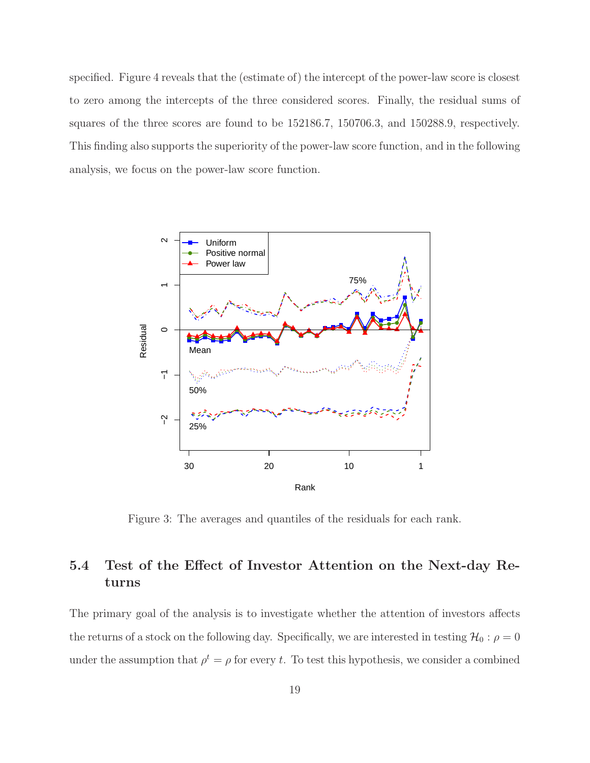specified. Figure 4 reveals that the (estimate of) the intercept of the power-law score is closest to zero among the intercepts of the three considered scores. Finally, the residual sums of squares of the three scores are found to be 152186.7, 150706.3, and 150288.9, respectively. This finding also supports the superiority of the power-law score function, and in the following analysis, we focus on the power-law score function.

Figure 3: The averages and quantiles of the residuals for each rank.

## 5.4 Test of the Effect of Investor Attention on the Next-day Returns

The primary goal of the analysis is to investigate whether the attention of investors affects the returns of a stock on the following day. Specifically, we are interested in testing $\mathcal{H}_0 : \rho = 0$ under the assumption that $\rho^t = \rho$ for every $t$. To test this hypothesis, we consider a combined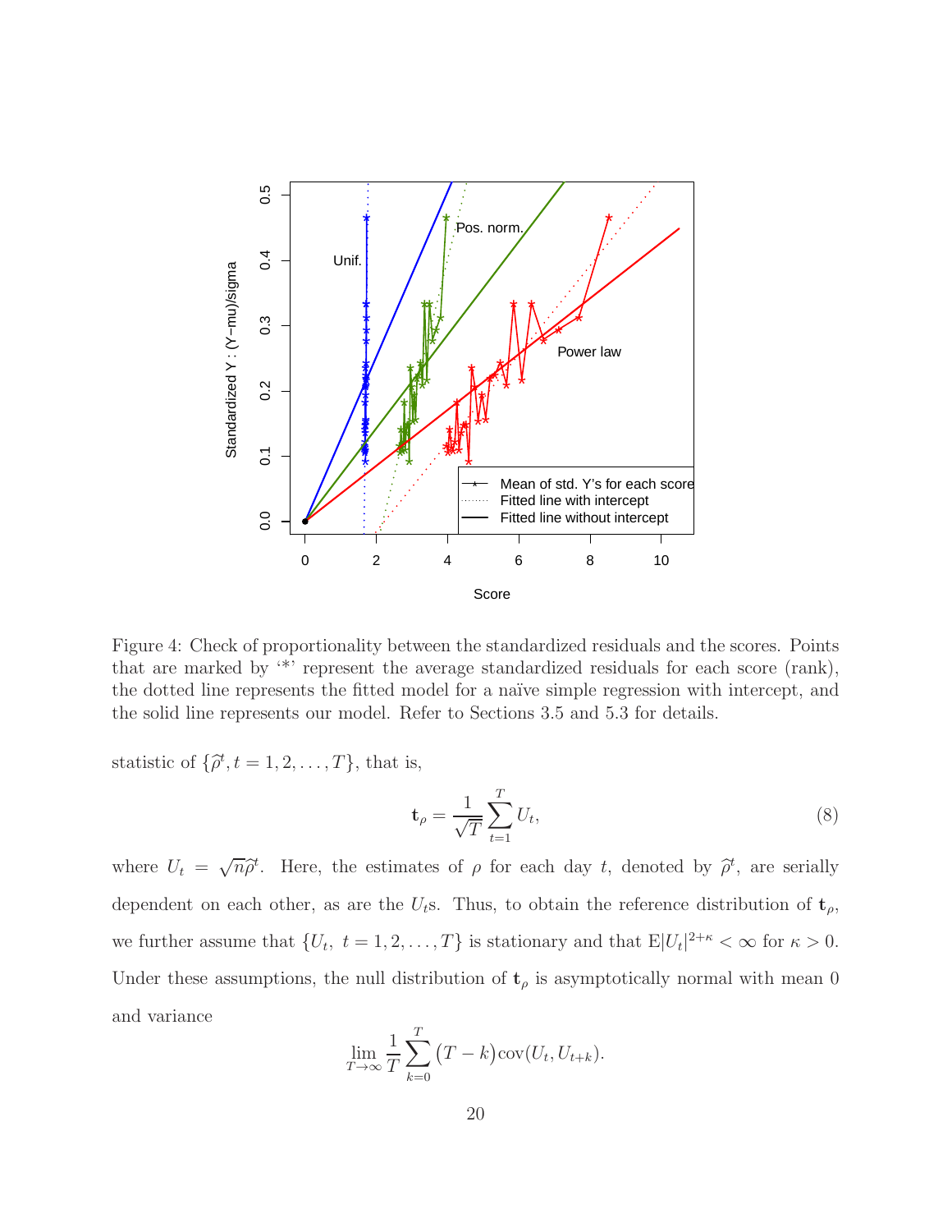Figure 4: Check of proportionality between the standardized residuals and the scores. Points that are marked by '*' represent the average standardized residuals for each score (rank), the dotted line represents the fitted model for a naïve simple regression with intercept, and the solid line represents our model. Refer to Sections 3.5 and 5.3 for details.

statistic of $\{\widehat{\rho}^t, t = 1, 2, \ldots, T\}$, that is,

$$\mathbf{t}_\rho = \frac{1}{\sqrt{T}} \sum_{t=1}^{T} U_t, \tag{8}$$

where $U_t = \sqrt{n}\widehat{\rho}^t$. Here, the estimates of $\rho$ for each day $t$, denoted by $\widehat{\rho}^t$, are serially dependent on each other, as are the $U_t$s. Thus, to obtain the reference distribution of $\mathbf{t}_\rho$, we further assume that $\{U_t,\ t = 1, 2, \ldots, T\}$ is stationary and that $\mathrm{E}|U_t|^{2+\kappa} < \infty$ for $\kappa > 0$. Under these assumptions, the null distribution of $\mathbf{t}_\rho$ is asymptotically normal with mean 0 and variance

$$\lim_{T\to\infty} \frac{1}{T} \sum_{k=0}^{T} \big(T - k\big)\mathrm{cov}(U_t, U_{t+k}).$$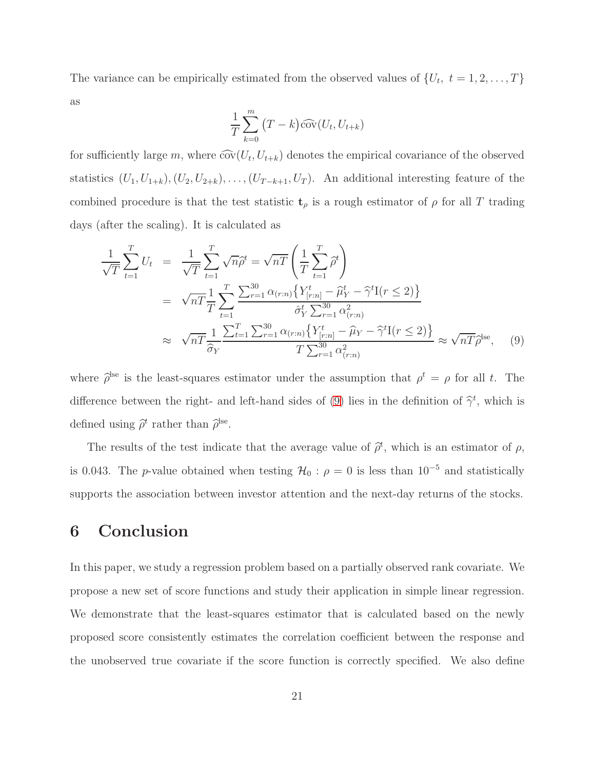The variance can be empirically estimated from the observed values of $\{U_t,\ t = 1, 2, \ldots, T\}$ as

$$\frac{1}{T}\sum_{k=0}^{m} \big(T - k\big)\widehat{\text{cov}}(U_t, U_{t+k})$$

for sufficiently large $m$, where $\widehat{\text{cov}}(U_t, U_{t+k})$ denotes the empirical covariance of the observed statistics $(U_1, U_{1+k}), (U_2, U_{2+k}), \ldots, (U_{T-k+1}, U_T)$. An additional interesting feature of the combined procedure is that the test statistic $\mathbf{t}_\rho$ is a rough estimator of $\rho$ for all $T$ trading days (after the scaling). It is calculated as

$$\begin{aligned}
\frac{1}{\sqrt{T}}\sum_{t=1}^{T} U_t &= \frac{1}{\sqrt{T}}\sum_{t=1}^{T} \sqrt{n}\widehat{\rho}^t = \sqrt{nT}\left(\frac{1}{T}\sum_{t=1}^{T}\widehat{\rho}^t\right) \\
&= \sqrt{nT}\frac{1}{T}\sum_{t=1}^{T} \frac{\sum_{r=1}^{30} \alpha_{(r:n)}\big\{Y^t_{[r:n]} - \widehat{\mu}^t_Y - \widehat{\gamma}^t \mathrm{I}(r \le 2)\big\}}{\hat{\sigma}^t_Y \sum_{r=1}^{30} \alpha^2_{(r:n)}} \\
&\approx \sqrt{nT}\frac{1}{\widehat{\sigma}_Y}\frac{\sum_{t=1}^{T}\sum_{r=1}^{30} \alpha_{(r:n)}\big\{Y^t_{[r:n]} - \widehat{\mu}_Y - \widehat{\gamma}^t \mathrm{I}(r \le 2)\big\}}{T\sum_{r=1}^{30} \alpha^2_{(r:n)}} \approx \sqrt{nT}\widehat{\rho}^{\text{lse}}, \qquad (9)
\end{aligned}$$

where $\widehat{\rho}^{\text{lse}}$ is the least-squares estimator under the assumption that $\rho^t = \rho$ for all $t$. The difference between the right- and left-hand sides of (9) lies in the definition of $\widehat{\gamma}^t$, which is defined using $\widehat{\rho}^t$ rather than $\widehat{\rho}^{\text{lse}}$.

The results of the test indicate that the average value of $\widehat{\rho}^t$, which is an estimator of $\rho$, is 0.043. The $p$-value obtained when testing $\mathcal{H}_0 : \rho = 0$ is less than $10^{-5}$ and statistically supports the association between investor attention and the next-day returns of the stocks.

# 6 Conclusion

In this paper, we study a regression problem based on a partially observed rank covariate. We propose a new set of score functions and study their application in simple linear regression. We demonstrate that the least-squares estimator that is calculated based on the newly proposed score consistently estimates the correlation coefficient between the response and the unobserved true covariate if the score function is correctly specified. We also define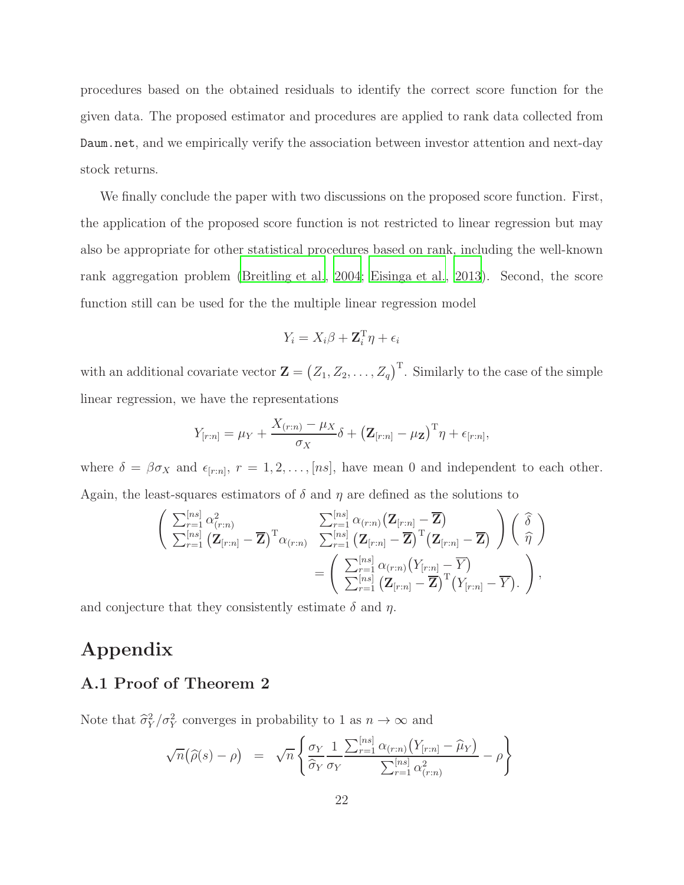procedures based on the obtained residuals to identify the correct score function for the given data. The proposed estimator and procedures are applied to rank data collected from `Daum.net`, and we empirically verify the association between investor attention and next-day stock returns.

We finally conclude the paper with two discussions on the proposed score function. First, the application of the proposed score function is not restricted to linear regression but may also be appropriate for other statistical procedures based on rank, including the well-known rank aggregation problem (Breitling et al., 2004; Eisinga et al., 2013). Second, the score function still can be used for the the multiple linear regression model

$$Y_i = X_i\beta + \mathbf{Z}_i^{\mathrm{T}}\eta + \epsilon_i$$

with an additional covariate vector $\mathbf{Z} = \big(Z_1, Z_2, \ldots, Z_q\big)^{\mathrm{T}}$. Similarly to the case of the simple linear regression, we have the representations

$$Y_{[r:n]} = \mu_Y + \frac{X_{(r:n)} - \mu_X}{\sigma_X}\delta + \big(\mathbf{Z}_{[r:n]} - \mu_{\mathbf{Z}}\big)^{\mathrm{T}}\eta + \epsilon_{[r:n]},$$

where $\delta = \beta\sigma_X$ and $\epsilon_{[r:n]}$, $r = 1, 2, \ldots, [ns]$, have mean 0 and independent to each other. Again, the least-squares estimators of $\delta$ and $\eta$ are defined as the solutions to

$$\begin{pmatrix} \sum_{r=1}^{[ns]} \alpha_{(r:n)}^2 & \sum_{r=1}^{[ns]} \alpha_{(r:n)}\big(\mathbf{Z}_{[r:n]} - \overline{\mathbf{Z}}\big) \\ \sum_{r=1}^{[ns]} \big(\mathbf{Z}_{[r:n]} - \overline{\mathbf{Z}}\big)^{\mathrm{T}}\alpha_{(r:n)} & \sum_{r=1}^{[ns]} \big(\mathbf{Z}_{[r:n]} - \overline{\mathbf{Z}}\big)^{\mathrm{T}}\big(\mathbf{Z}_{[r:n]} - \overline{\mathbf{Z}}\big) \end{pmatrix} \begin{pmatrix} \widehat{\delta} \\ \widehat{\eta} \end{pmatrix} = \begin{pmatrix} \sum_{r=1}^{[ns]} \alpha_{(r:n)}\big(Y_{[r:n]} - \overline{Y}\big) \\ \sum_{r=1}^{[ns]} \big(\mathbf{Z}_{[r:n]} - \overline{\mathbf{Z}}\big)^{\mathrm{T}}\big(Y_{[r:n]} - \overline{Y}\big). \end{pmatrix},$$

and conjecture that they consistently estimate $\delta$ and $\eta$.

# Appendix

## A.1 Proof of Theorem 2

Note that $\widehat{\sigma}_Y^2/\sigma_Y^2$ converges in probability to 1 as $n \to \infty$ and

$$\sqrt{n}\big(\widehat{\rho}(s) - \rho\big) = \sqrt{n}\left\{\frac{\sigma_Y}{\widehat{\sigma}_Y}\frac{1}{\sigma_Y}\frac{\sum_{r=1}^{[ns]} \alpha_{(r:n)}\big(Y_{[r:n]} - \widehat{\mu}_Y\big)}{\sum_{r=1}^{[ns]} \alpha_{(r:n)}^2} - \rho\right\}$$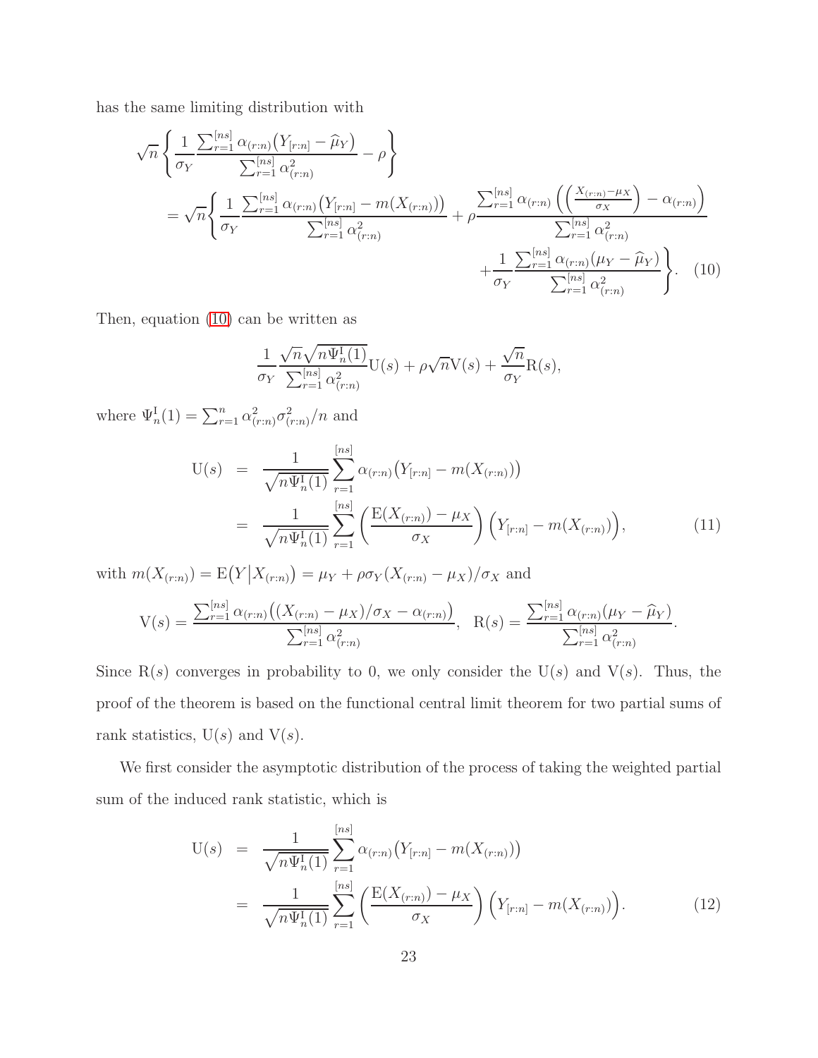has the same limiting distribution with

$$
\begin{aligned}
&\sqrt{n}\left\{\frac{1}{\sigma_Y}\frac{\sum_{r=1}^{[ns]}\alpha_{(r:n)}\big(Y_{[r:n]}-\widehat{\mu}_Y\big)}{\sum_{r=1}^{[ns]}\alpha_{(r:n)}^2}-\rho\right\} \\
&=\sqrt{n}\Bigg\{\frac{1}{\sigma_Y}\frac{\sum_{r=1}^{[ns]}\alpha_{(r:n)}\big(Y_{[r:n]}-m(X_{(r:n)})\big)}{\sum_{r=1}^{[ns]}\alpha_{(r:n)}^2}+\rho\frac{\sum_{r=1}^{[ns]}\alpha_{(r:n)}\left(\left(\frac{X_{(r:n)}-\mu_X}{\sigma_X}\right)-\alpha_{(r:n)}\right)}{\sum_{r=1}^{[ns]}\alpha_{(r:n)}^2} \\
&\qquad\qquad+\frac{1}{\sigma_Y}\frac{\sum_{r=1}^{[ns]}\alpha_{(r:n)}(\mu_Y-\widehat{\mu}_Y)}{\sum_{r=1}^{[ns]}\alpha_{(r:n)}^2}\Bigg\}. \quad (10)
\end{aligned}
$$

Then, equation (10) can be written as

$$
\frac{1}{\sigma_Y}\frac{\sqrt{n}\sqrt{n\Psi_n^{\mathrm{I}}(1)}}{\sum_{r=1}^{[ns]}\alpha_{(r:n)}^2}\mathrm{U}(s)+\rho\sqrt{n}\mathrm{V}(s)+\frac{\sqrt{n}}{\sigma_Y}\mathrm{R}(s),
$$

where $\Psi_n^{\mathrm{I}}(1)=\sum_{r=1}^{n}\alpha_{(r:n)}^2\sigma_{(r:n)}^2/n$ and

$$
\begin{aligned}
\mathrm{U}(s) &= \frac{1}{\sqrt{n\Psi_n^{\mathrm{I}}(1)}}\sum_{r=1}^{[ns]}\alpha_{(r:n)}\big(Y_{[r:n]}-m(X_{(r:n)})\big) \\
&= \frac{1}{\sqrt{n\Psi_n^{\mathrm{I}}(1)}}\sum_{r=1}^{[ns]}\left(\frac{\mathrm{E}(X_{(r:n)})-\mu_X}{\sigma_X}\right)\Big(Y_{[r:n]}-m(X_{(r:n)})\Big), \quad (11)
\end{aligned}
$$

with $m(X_{(r:n)})=\mathrm{E}\big(Y\big|X_{(r:n)}\big)=\mu_Y+\rho\sigma_Y(X_{(r:n)}-\mu_X)/\sigma_X$ and

$$
\mathrm{V}(s)=\frac{\sum_{r=1}^{[ns]}\alpha_{(r:n)}\big((X_{(r:n)}-\mu_X)/\sigma_X-\alpha_{(r:n)}\big)}{\sum_{r=1}^{[ns]}\alpha_{(r:n)}^2},\quad \mathrm{R}(s)=\frac{\sum_{r=1}^{[ns]}\alpha_{(r:n)}(\mu_Y-\widehat{\mu}_Y)}{\sum_{r=1}^{[ns]}\alpha_{(r:n)}^2}.
$$

Since $\mathrm{R}(s)$ converges in probability to 0, we only consider the $\mathrm{U}(s)$ and $\mathrm{V}(s)$. Thus, the proof of the theorem is based on the functional central limit theorem for two partial sums of rank statistics, $\mathrm{U}(s)$ and $\mathrm{V}(s)$.

We first consider the asymptotic distribution of the process of taking the weighted partial sum of the induced rank statistic, which is

$$
\begin{aligned}
\mathrm{U}(s) &= \frac{1}{\sqrt{n\Psi_n^{\mathrm{I}}(1)}}\sum_{r=1}^{[ns]}\alpha_{(r:n)}\big(Y_{[r:n]}-m(X_{(r:n)})\big) \\
&= \frac{1}{\sqrt{n\Psi_n^{\mathrm{I}}(1)}}\sum_{r=1}^{[ns]}\left(\frac{\mathrm{E}(X_{(r:n)})-\mu_X}{\sigma_X}\right)\Big(Y_{[r:n]}-m(X_{(r:n)})\Big). \quad (12)
\end{aligned}
$$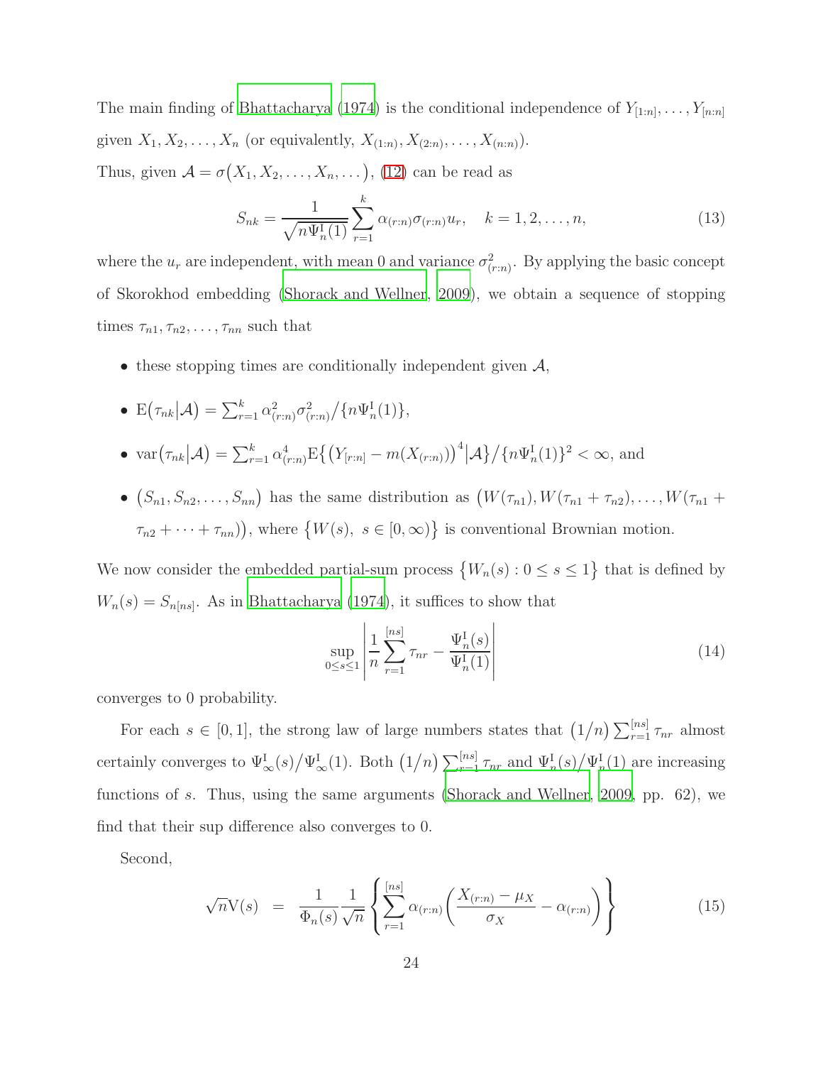The main finding of Bhattacharya (1974) is the conditional independence of $Y_{[1:n]}, \ldots, Y_{[n:n]}$ given $X_1, X_2, \ldots, X_n$ (or equivalently, $X_{(1:n)}, X_{(2:n)}, \ldots, X_{(n:n)}$).

Thus, given $\mathcal{A} = \sigma\big(X_1, X_2, \ldots, X_n, \ldots\big)$, (12) can be read as

$$
S_{nk} = \frac{1}{\sqrt{n\Psi_n^{\mathrm{I}}(1)}} \sum_{r=1}^{k} \alpha_{(r:n)} \sigma_{(r:n)} u_r, \quad k = 1, 2, \ldots, n, \tag{13}
$$

where the $u_r$ are independent, with mean 0 and variance $\sigma^2_{(r:n)}$. By applying the basic concept of Skorokhod embedding (Shorack and Wellner, 2009), we obtain a sequence of stopping times $\tau_{n1}, \tau_{n2}, \ldots, \tau_{nn}$ such that

- these stopping times are conditionally independent given $\mathcal{A}$,
- $\mathrm{E}\big(\tau_{nk} \big| \mathcal{A}\big) = \sum_{r=1}^{k} \alpha^2_{(r:n)} \sigma^2_{(r:n)} / \{n\Psi_n^{\mathrm{I}}(1)\}$,
- $\mathrm{var}\big(\tau_{nk} \big| \mathcal{A}\big) = \sum_{r=1}^{k} \alpha^4_{(r:n)} \mathrm{E}\big\{\big(Y_{[r:n]} - m(X_{(r:n)})\big)^4 \big| \mathcal{A}\big\} / \{n\Psi_n^{\mathrm{I}}(1)\}^2 < \infty$, and
- $\big(S_{n1}, S_{n2}, \ldots, S_{nn}\big)$ has the same distribution as $\big(W(\tau_{n1}), W(\tau_{n1} + \tau_{n2}), \ldots, W(\tau_{n1} + \tau_{n2} + \cdots + \tau_{nn})\big)$, where $\big\{W(s),\ s \in [0, \infty)\big\}$ is conventional Brownian motion.

We now consider the embedded partial-sum process $\big\{W_n(s) : 0 \leq s \leq 1\big\}$ that is defined by $W_n(s) = S_{n[ns]}$. As in Bhattacharya (1974), it suffices to show that

$$
\sup_{0 \leq s \leq 1} \left| \frac{1}{n} \sum_{r=1}^{[ns]} \tau_{nr} - \frac{\Psi_n^{\mathrm{I}}(s)}{\Psi_n^{\mathrm{I}}(1)} \right| \tag{14}
$$

converges to 0 probability.

For each $s \in [0, 1]$, the strong law of large numbers states that $\big(1/n\big) \sum_{r=1}^{[ns]} \tau_{nr}$ almost certainly converges to $\Psi_\infty^{\mathrm{I}}(s) / \Psi_\infty^{\mathrm{I}}(1)$. Both $\big(1/n\big) \sum_{r=1}^{[ns]} \tau_{nr}$ and $\Psi_n^{\mathrm{I}}(s) / \Psi_n^{\mathrm{I}}(1)$ are increasing functions of $s$. Thus, using the same arguments (Shorack and Wellner, 2009, pp. 62), we find that their sup difference also converges to 0.

Second,

$$
\sqrt{n}\mathrm{V}(s) \;=\; \frac{1}{\Phi_n(s)} \frac{1}{\sqrt{n}} \left\{ \sum_{r=1}^{[ns]} \alpha_{(r:n)} \left( \frac{X_{(r:n)} - \mu_X}{\sigma_X} - \alpha_{(r:n)} \right) \right\} \tag{15}
$$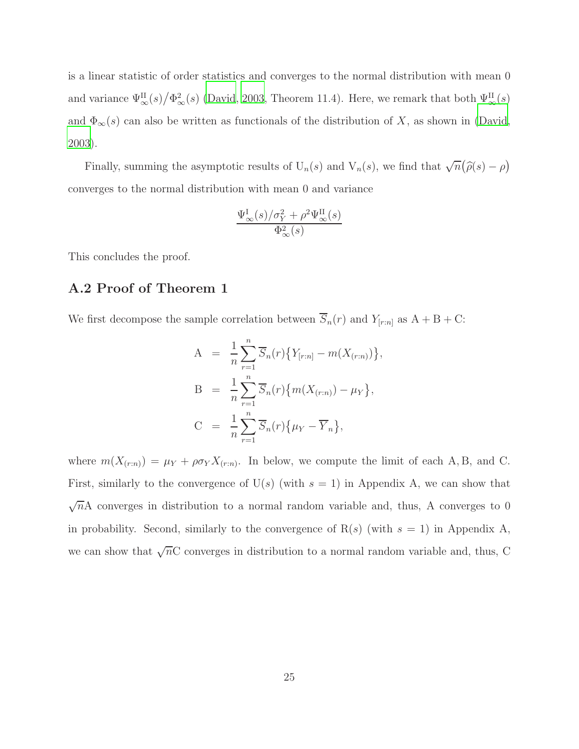is a linear statistic of order statistics and converges to the normal distribution with mean 0 and variance $\Psi^{\mathrm{II}}_{\infty}(s)/\Phi^2_{\infty}(s)$ (David, 2003, Theorem 11.4). Here, we remark that both $\Psi^{\mathrm{II}}_{\infty}(s)$ and $\Phi_{\infty}(s)$ can also be written as functionals of the distribution of $X$, as shown in (David, 2003).

Finally, summing the asymptotic results of $\mathrm{U}_n(s)$ and $\mathrm{V}_n(s)$, we find that $\sqrt{n}\big(\widehat{\rho}(s) - \rho\big)$ converges to the normal distribution with mean 0 and variance

$$\frac{\Psi^{\mathrm{I}}_{\infty}(s)/\sigma^2_Y + \rho^2 \Psi^{\mathrm{II}}_{\infty}(s)}{\Phi^2_{\infty}(s)}$$

This concludes the proof.

## A.2 Proof of Theorem 1

We first decompose the sample correlation between $\overline{S}_n(r)$ and $Y_{[r:n]}$ as $\mathrm{A} + \mathrm{B} + \mathrm{C}$:

$$\begin{aligned}
\mathrm{A} &= \frac{1}{n}\sum_{r=1}^{n} \overline{S}_n(r)\big\{Y_{[r:n]} - m(X_{(r:n)})\big\}, \\
\mathrm{B} &= \frac{1}{n}\sum_{r=1}^{n} \overline{S}_n(r)\big\{m(X_{(r:n)}) - \mu_Y\big\}, \\
\mathrm{C} &= \frac{1}{n}\sum_{r=1}^{n} \overline{S}_n(r)\big\{\mu_Y - \overline{Y}_n\big\},
\end{aligned}$$

where $m(X_{(r:n)}) = \mu_Y + \rho\sigma_Y X_{(r:n)}$. In below, we compute the limit of each $\mathrm{A}, \mathrm{B}$, and $\mathrm{C}$. First, similarly to the convergence of $\mathrm{U}(s)$ (with $s = 1$) in Appendix A, we can show that $\sqrt{n}\mathrm{A}$ converges in distribution to a normal random variable and, thus, A converges to 0 in probability. Second, similarly to the convergence of $\mathrm{R}(s)$ (with $s = 1$) in Appendix A, we can show that $\sqrt{n}\mathrm{C}$ converges in distribution to a normal random variable and, thus, C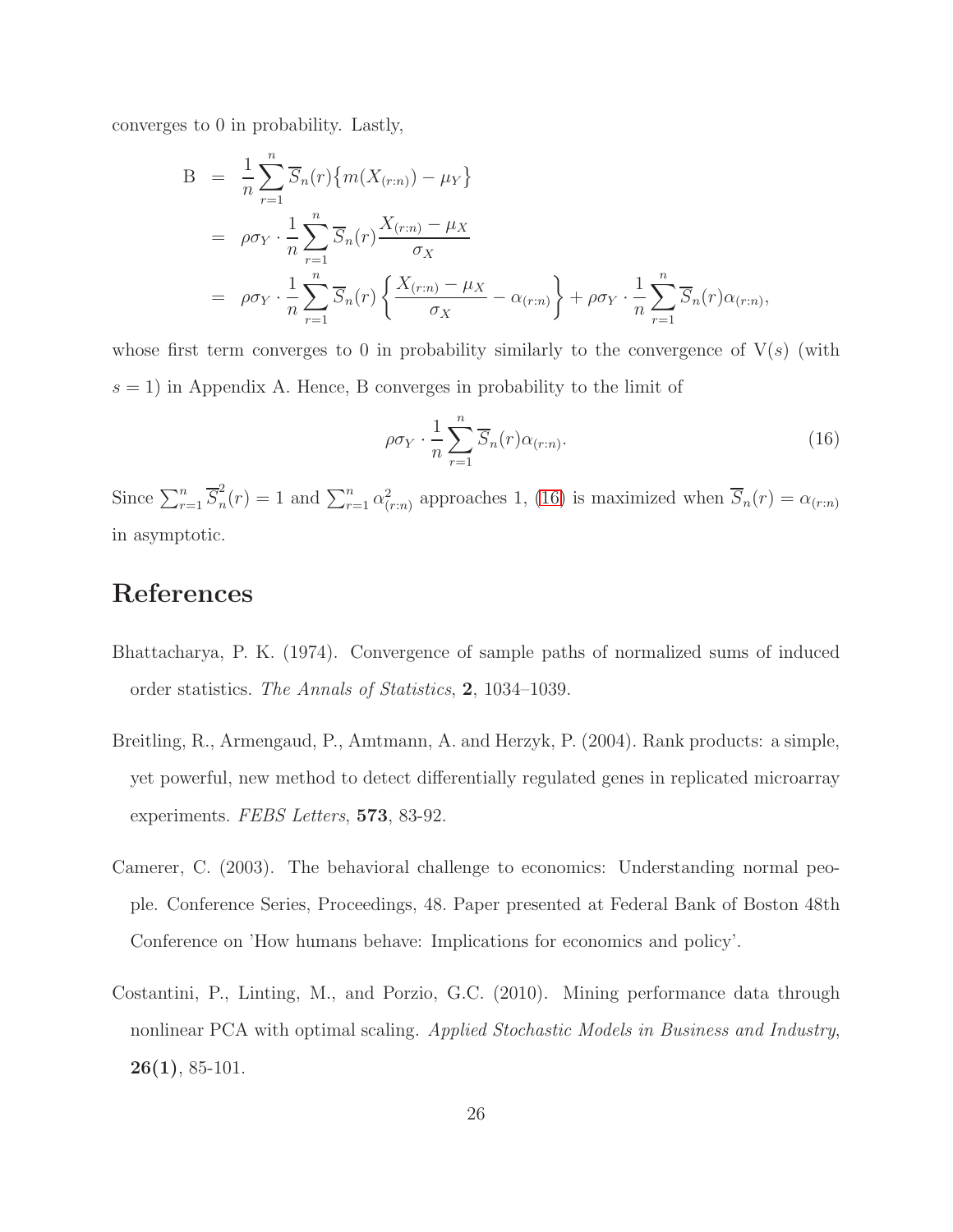converges to 0 in probability. Lastly,

$$
\begin{aligned}
\mathrm{B} &= \frac{1}{n}\sum_{r=1}^{n} \overline{S}_n(r)\big\{m(X_{(r:n)}) - \mu_Y\big\} \\
&= \rho\sigma_Y \cdot \frac{1}{n}\sum_{r=1}^{n} \overline{S}_n(r)\frac{X_{(r:n)} - \mu_X}{\sigma_X} \\
&= \rho\sigma_Y \cdot \frac{1}{n}\sum_{r=1}^{n} \overline{S}_n(r)\left\{\frac{X_{(r:n)} - \mu_X}{\sigma_X} - \alpha_{(r:n)}\right\} + \rho\sigma_Y \cdot \frac{1}{n}\sum_{r=1}^{n} \overline{S}_n(r)\alpha_{(r:n)},
\end{aligned}
$$

whose first term converges to 0 in probability similarly to the convergence of $\mathrm{V}(s)$ (with $s = 1$) in Appendix A. Hence, B converges in probability to the limit of

$$
\rho\sigma_Y \cdot \frac{1}{n}\sum_{r=1}^{n} \overline{S}_n(r)\alpha_{(r:n)}. \tag{16}
$$

Since $\sum_{r=1}^{n} \overline{S}_n^2(r) = 1$ and $\sum_{r=1}^{n} \alpha_{(r:n)}^2$ approaches 1, (16) is maximized when $\overline{S}_n(r) = \alpha_{(r:n)}$ in asymptotic.

# References

Bhattacharya, P. K. (1974). Convergence of sample paths of normalized sums of induced order statistics. *The Annals of Statistics*, **2**, 1034–1039.

Breitling, R., Armengaud, P., Amtmann, A. and Herzyk, P. (2004). Rank products: a simple, yet powerful, new method to detect differentially regulated genes in replicated microarray experiments. *FEBS Letters*, **573**, 83-92.

Camerer, C. (2003). The behavioral challenge to economics: Understanding normal people. Conference Series, Proceedings, 48. Paper presented at Federal Bank of Boston 48th Conference on 'How humans behave: Implications for economics and policy'.

Costantini, P., Linting, M., and Porzio, G.C. (2010). Mining performance data through nonlinear PCA with optimal scaling. *Applied Stochastic Models in Business and Industry*, **26(1)**, 85-101.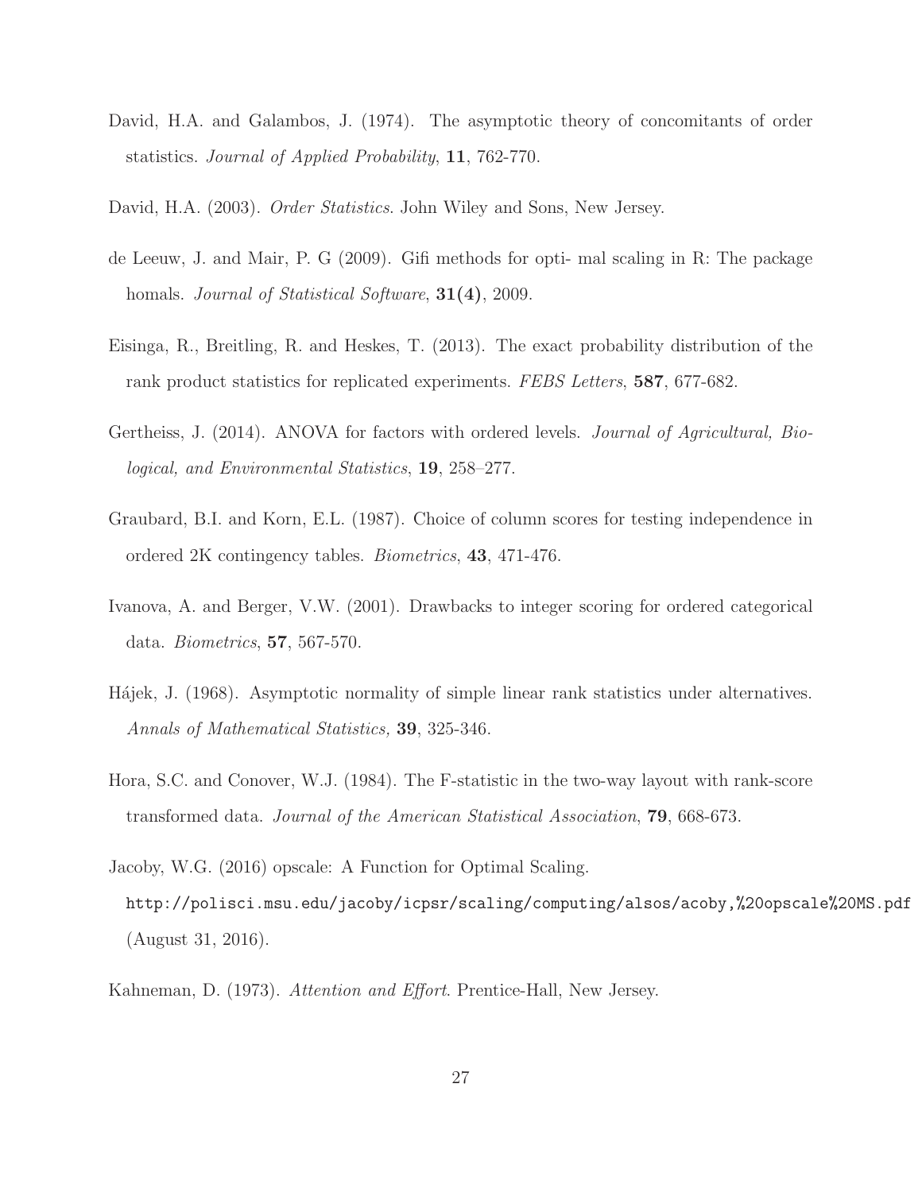David, H.A. and Galambos, J. (1974). The asymptotic theory of concomitants of order statistics. *Journal of Applied Probability*, **11**, 762-770.

David, H.A. (2003). *Order Statistics*. John Wiley and Sons, New Jersey.

de Leeuw, J. and Mair, P. G (2009). Gifi methods for opti- mal scaling in R: The package homals. *Journal of Statistical Software*, **31(4)**, 2009.

Eisinga, R., Breitling, R. and Heskes, T. (2013). The exact probability distribution of the rank product statistics for replicated experiments. *FEBS Letters*, **587**, 677-682.

Gertheiss, J. (2014). ANOVA for factors with ordered levels. *Journal of Agricultural, Biological, and Environmental Statistics*, **19**, 258–277.

Graubard, B.I. and Korn, E.L. (1987). Choice of column scores for testing independence in ordered 2K contingency tables. *Biometrics*, **43**, 471-476.

Ivanova, A. and Berger, V.W. (2001). Drawbacks to integer scoring for ordered categorical data. *Biometrics*, **57**, 567-570.

Hájek, J. (1968). Asymptotic normality of simple linear rank statistics under alternatives. *Annals of Mathematical Statistics,* **39**, 325-346.

Hora, S.C. and Conover, W.J. (1984). The F-statistic in the two-way layout with rank-score transformed data. *Journal of the American Statistical Association*, **79**, 668-673.

Jacoby, W.G. (2016) opscale: A Function for Optimal Scaling. `http://polisci.msu.edu/jacoby/icpsr/scaling/computing/alsos/acoby,%20opscale%20MS.pdf` (August 31, 2016).

Kahneman, D. (1973). *Attention and Effort*. Prentice-Hall, New Jersey.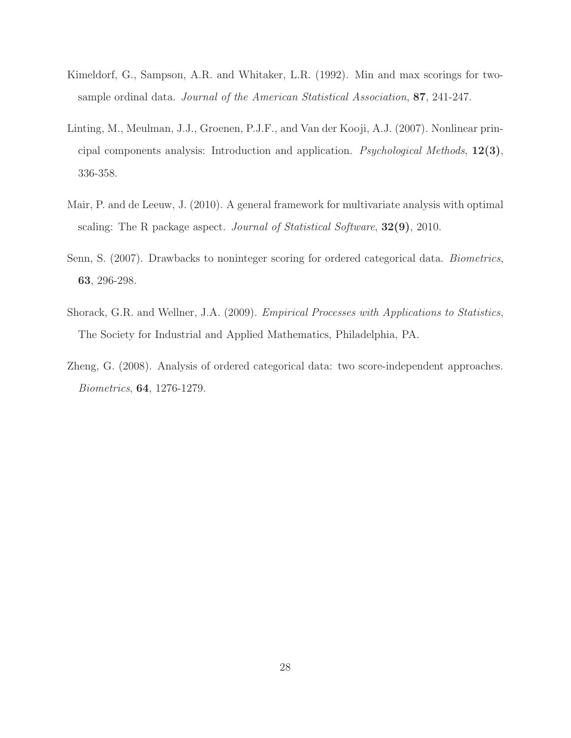Kimeldorf, G., Sampson, A.R. and Whitaker, L.R. (1992). Min and max scorings for two-sample ordinal data. *Journal of the American Statistical Association*, **87**, 241-247.

Linting, M., Meulman, J.J., Groenen, P.J.F., and Van der Kooji, A.J. (2007). Nonlinear principal components analysis: Introduction and application. *Psychological Methods*, **12(3)**, 336-358.

Mair, P. and de Leeuw, J. (2010). A general framework for multivariate analysis with optimal scaling: The R package aspect. *Journal of Statistical Software*, **32(9)**, 2010.

Senn, S. (2007). Drawbacks to noninteger scoring for ordered categorical data. *Biometrics*, **63**, 296-298.

Shorack, G.R. and Wellner, J.A. (2009). *Empirical Processes with Applications to Statistics*, The Society for Industrial and Applied Mathematics, Philadelphia, PA.

Zheng, G. (2008). Analysis of ordered categorical data: two score-independent approaches. *Biometrics*, **64**, 1276-1279.